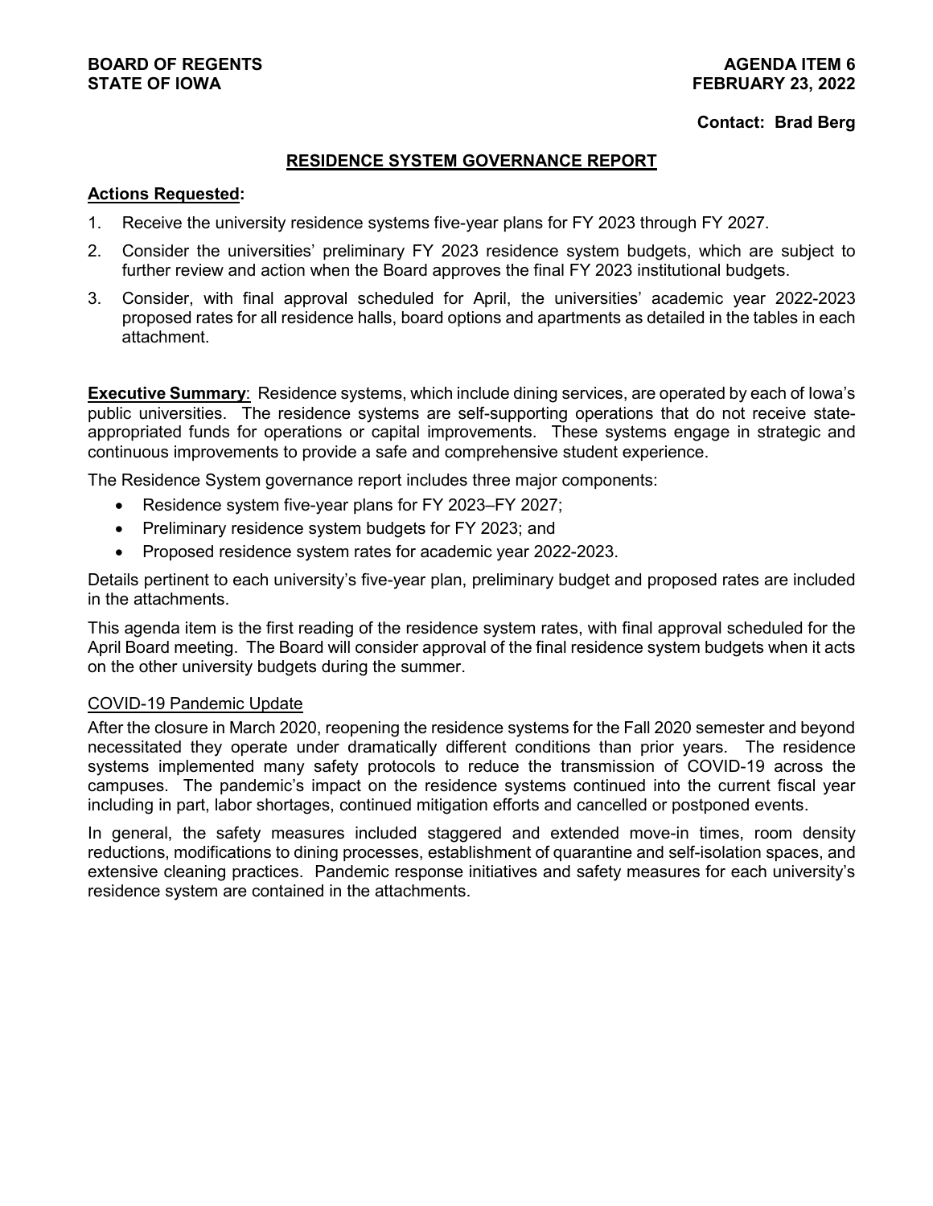**BOARD OF REGENTS**
**STATE OF IOWA**

**AGENDA ITEM 6**
**FEBRUARY 23, 2022**

**Contact: Brad Berg**

## RESIDENCE SYSTEM GOVERNANCE REPORT

**Actions Requested:**

1. Receive the university residence systems five-year plans for FY 2023 through FY 2027.
2. Consider the universities' preliminary FY 2023 residence system budgets, which are subject to further review and action when the Board approves the final FY 2023 institutional budgets.
3. Consider, with final approval scheduled for April, the universities' academic year 2022-2023 proposed rates for all residence halls, board options and apartments as detailed in the tables in each attachment.

**Executive Summary**: Residence systems, which include dining services, are operated by each of Iowa's public universities. The residence systems are self-supporting operations that do not receive state-appropriated funds for operations or capital improvements. These systems engage in strategic and continuous improvements to provide a safe and comprehensive student experience.

The Residence System governance report includes three major components:

- Residence system five-year plans for FY 2023–FY 2027;
- Preliminary residence system budgets for FY 2023; and
- Proposed residence system rates for academic year 2022-2023.

Details pertinent to each university's five-year plan, preliminary budget and proposed rates are included in the attachments.

This agenda item is the first reading of the residence system rates, with final approval scheduled for the April Board meeting. The Board will consider approval of the final residence system budgets when it acts on the other university budgets during the summer.

### COVID-19 Pandemic Update

After the closure in March 2020, reopening the residence systems for the Fall 2020 semester and beyond necessitated they operate under dramatically different conditions than prior years. The residence systems implemented many safety protocols to reduce the transmission of COVID-19 across the campuses. The pandemic's impact on the residence systems continued into the current fiscal year including in part, labor shortages, continued mitigation efforts and cancelled or postponed events.

In general, the safety measures included staggered and extended move-in times, room density reductions, modifications to dining processes, establishment of quarantine and self-isolation spaces, and extensive cleaning practices. Pandemic response initiatives and safety measures for each university's residence system are contained in the attachments.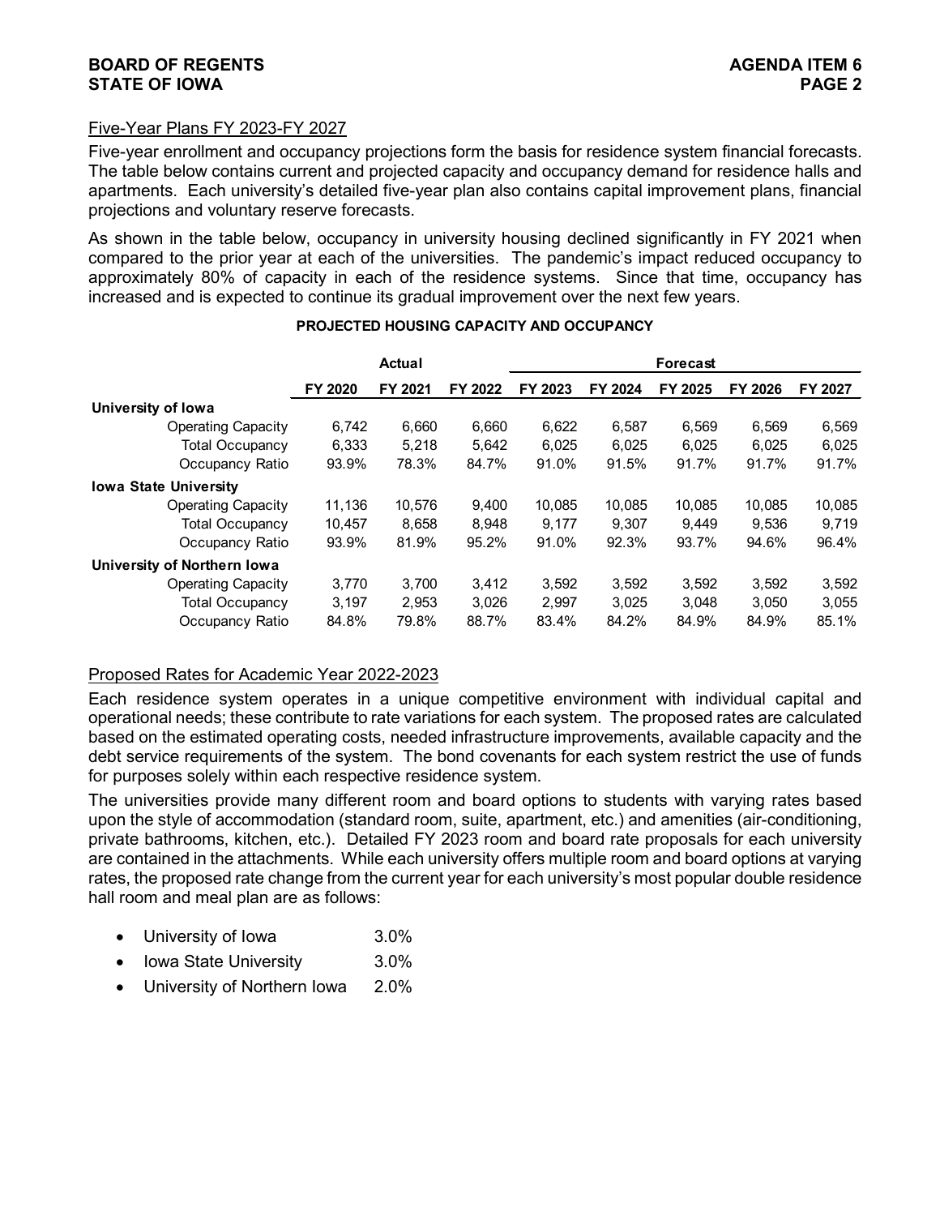## Five-Year Plans FY 2023-FY 2027

Five-year enrollment and occupancy projections form the basis for residence system financial forecasts. The table below contains current and projected capacity and occupancy demand for residence halls and apartments. Each university's detailed five-year plan also contains capital improvement plans, financial projections and voluntary reserve forecasts.

As shown in the table below, occupancy in university housing declined significantly in FY 2021 when compared to the prior year at each of the universities. The pandemic's impact reduced occupancy to approximately 80% of capacity in each of the residence systems. Since that time, occupancy has increased and is expected to continue its gradual improvement over the next few years.

**PROJECTED HOUSING CAPACITY AND OCCUPANCY**

| | Actual | | | Forecast | | | | |
|---|---|---|---|---|---|---|---|---|
| | FY 2020 | FY 2021 | FY 2022 | FY 2023 | FY 2024 | FY 2025 | FY 2026 | FY 2027 |
| **University of Iowa** | | | | | | | | |
| Operating Capacity | 6,742 | 6,660 | 6,660 | 6,622 | 6,587 | 6,569 | 6,569 | 6,569 |
| Total Occupancy | 6,333 | 5,218 | 5,642 | 6,025 | 6,025 | 6,025 | 6,025 | 6,025 |
| Occupancy Ratio | 93.9% | 78.3% | 84.7% | 91.0% | 91.5% | 91.7% | 91.7% | 91.7% |
| **Iowa State University** | | | | | | | | |
| Operating Capacity | 11,136 | 10,576 | 9,400 | 10,085 | 10,085 | 10,085 | 10,085 | 10,085 |
| Total Occupancy | 10,457 | 8,658 | 8,948 | 9,177 | 9,307 | 9,449 | 9,536 | 9,719 |
| Occupancy Ratio | 93.9% | 81.9% | 95.2% | 91.0% | 92.3% | 93.7% | 94.6% | 96.4% |
| **University of Northern Iowa** | | | | | | | | |
| Operating Capacity | 3,770 | 3,700 | 3,412 | 3,592 | 3,592 | 3,592 | 3,592 | 3,592 |
| Total Occupancy | 3,197 | 2,953 | 3,026 | 2,997 | 3,025 | 3,048 | 3,050 | 3,055 |
| Occupancy Ratio | 84.8% | 79.8% | 88.7% | 83.4% | 84.2% | 84.9% | 84.9% | 85.1% |

## Proposed Rates for Academic Year 2022-2023

Each residence system operates in a unique competitive environment with individual capital and operational needs; these contribute to rate variations for each system. The proposed rates are calculated based on the estimated operating costs, needed infrastructure improvements, available capacity and the debt service requirements of the system. The bond covenants for each system restrict the use of funds for purposes solely within each respective residence system.

The universities provide many different room and board options to students with varying rates based upon the style of accommodation (standard room, suite, apartment, etc.) and amenities (air-conditioning, private bathrooms, kitchen, etc.). Detailed FY 2023 room and board rate proposals for each university are contained in the attachments. While each university offers multiple room and board options at varying rates, the proposed rate change from the current year for each university's most popular double residence hall room and meal plan are as follows:

- University of Iowa 3.0%
- Iowa State University 3.0%
- University of Northern Iowa 2.0%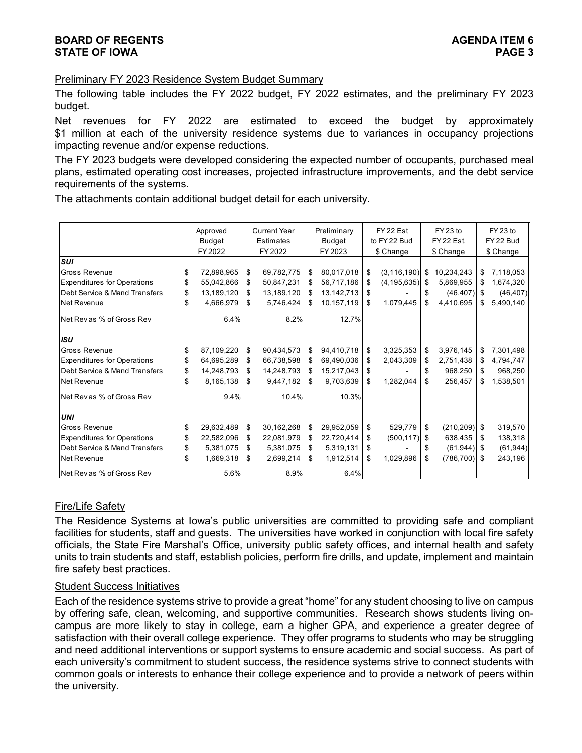**BOARD OF REGENTS**
**STATE OF IOWA**

**AGENDA ITEM 6**

Preliminary FY 2023 Residence System Budget Summary

The following table includes the FY 2022 budget, FY 2022 estimates, and the preliminary FY 2023 budget.

Net revenues for FY 2022 are estimated to exceed the budget by approximately $1 million at each of the university residence systems due to variances in occupancy projections impacting revenue and/or expense reductions.

The FY 2023 budgets were developed considering the expected number of occupants, purchased meal plans, estimated operating cost increases, projected infrastructure improvements, and the debt service requirements of the systems.

The attachments contain additional budget detail for each university.

| | Approved Budget FY 2022 | Current Year Estimates FY 2022 | Preliminary Budget FY 2023 | FY 22 Est to FY 22 Bud $ Change | FY 23 to FY 22 Est. $ Change | FY 23 to FY 22 Bud $ Change |
|---|---|---|---|---|---|---|
| ***SUI*** | | | | | | |
| Gross Revenue | $ 72,898,965 | $ 69,782,775 | $ 80,017,018 | $ (3,116,190) | $ 10,234,243 | $ 7,118,053 |
| Expenditures for Operations | $ 55,042,866 | $ 50,847,231 | $ 56,717,186 | $ (4,195,635) | $ 5,869,955 | $ 1,674,320 |
| Debt Service & Mand Transfers | $ 13,189,120 | $ 13,189,120 | $ 13,142,713 | $ - | $ (46,407) | $ (46,407) |
| Net Revenue | $ 4,666,979 | $ 5,746,424 | $ 10,157,119 | $ 1,079,445 | $ 4,410,695 | $ 5,490,140 |
| Net Rev as % of Gross Rev | 6.4% | 8.2% | 12.7% | | | |
| ***ISU*** | | | | | | |
| Gross Revenue | $ 87,109,220 | $ 90,434,573 | $ 94,410,718 | $ 3,325,353 | $ 3,976,145 | $ 7,301,498 |
| Expenditures for Operations | $ 64,695,289 | $ 66,738,598 | $ 69,490,036 | $ 2,043,309 | $ 2,751,438 | $ 4,794,747 |
| Debt Service & Mand Transfers | $ 14,248,793 | $ 14,248,793 | $ 15,217,043 | $ - | $ 968,250 | $ 968,250 |
| Net Revenue | $ 8,165,138 | $ 9,447,182 | $ 9,703,639 | $ 1,282,044 | $ 256,457 | $ 1,538,501 |
| Net Rev as % of Gross Rev | 9.4% | 10.4% | 10.3% | | | |
| ***UNI*** | | | | | | |
| Gross Revenue | $ 29,632,489 | $ 30,162,268 | $ 29,952,059 | $ 529,779 | $ (210,209) | $ 319,570 |
| Expenditures for Operations | $ 22,582,096 | $ 22,081,979 | $ 22,720,414 | $ (500,117) | $ 638,435 | $ 138,318 |
| Debt Service & Mand Transfers | $ 5,381,075 | $ 5,381,075 | $ 5,319,131 | $ - | $ (61,944) | $ (61,944) |
| Net Revenue | $ 1,669,318 | $ 2,699,214 | $ 1,912,514 | $ 1,029,896 | $ (786,700) | $ 243,196 |
| Net Rev as % of Gross Rev | 5.6% | 8.9% | 6.4% | | | |

Fire/Life Safety

The Residence Systems at Iowa's public universities are committed to providing safe and compliant facilities for students, staff and guests. The universities have worked in conjunction with local fire safety officials, the State Fire Marshal's Office, university public safety offices, and internal health and safety units to train students and staff, establish policies, perform fire drills, and update, implement and maintain fire safety best practices.

Student Success Initiatives

Each of the residence systems strive to provide a great "home" for any student choosing to live on campus by offering safe, clean, welcoming, and supportive communities. Research shows students living on-campus are more likely to stay in college, earn a higher GPA, and experience a greater degree of satisfaction with their overall college experience. They offer programs to students who may be struggling and need additional interventions or support systems to ensure academic and social success. As part of each university's commitment to student success, the residence systems strive to connect students with common goals or interests to enhance their college experience and to provide a network of peers within the university.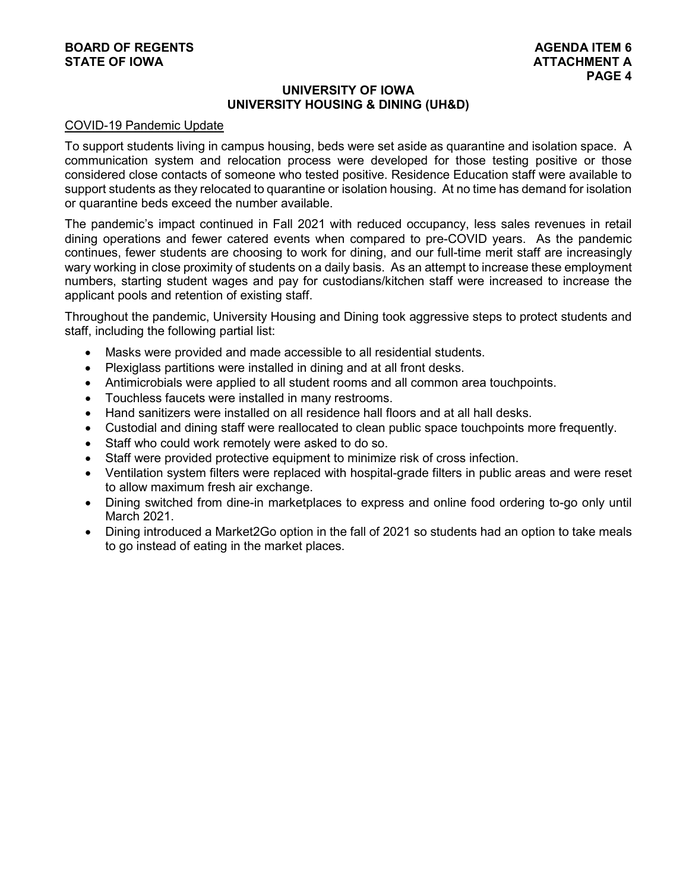## UNIVERSITY OF IOWA
## UNIVERSITY HOUSING & DINING (UH&D)

COVID-19 Pandemic Update

To support students living in campus housing, beds were set aside as quarantine and isolation space. A communication system and relocation process were developed for those testing positive or those considered close contacts of someone who tested positive. Residence Education staff were available to support students as they relocated to quarantine or isolation housing. At no time has demand for isolation or quarantine beds exceed the number available.

The pandemic's impact continued in Fall 2021 with reduced occupancy, less sales revenues in retail dining operations and fewer catered events when compared to pre-COVID years. As the pandemic continues, fewer students are choosing to work for dining, and our full-time merit staff are increasingly wary working in close proximity of students on a daily basis. As an attempt to increase these employment numbers, starting student wages and pay for custodians/kitchen staff were increased to increase the applicant pools and retention of existing staff.

Throughout the pandemic, University Housing and Dining took aggressive steps to protect students and staff, including the following partial list:

- Masks were provided and made accessible to all residential students.
- Plexiglass partitions were installed in dining and at all front desks.
- Antimicrobials were applied to all student rooms and all common area touchpoints.
- Touchless faucets were installed in many restrooms.
- Hand sanitizers were installed on all residence hall floors and at all hall desks.
- Custodial and dining staff were reallocated to clean public space touchpoints more frequently.
- Staff who could work remotely were asked to do so.
- Staff were provided protective equipment to minimize risk of cross infection.
- Ventilation system filters were replaced with hospital-grade filters in public areas and were reset to allow maximum fresh air exchange.
- Dining switched from dine-in marketplaces to express and online food ordering to-go only until March 2021.
- Dining introduced a Market2Go option in the fall of 2021 so students had an option to take meals to go instead of eating in the market places.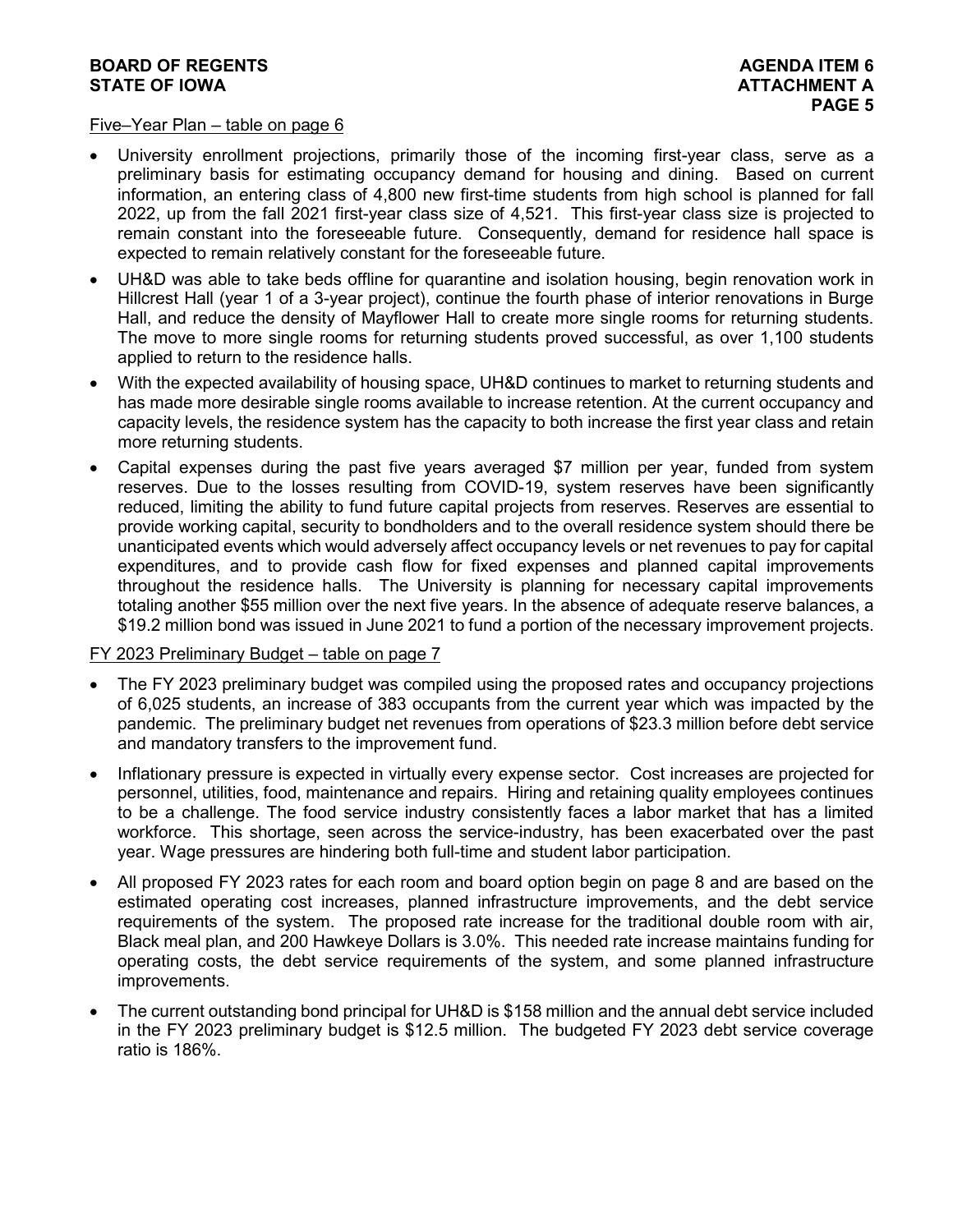Five–Year Plan – table on page 6

- University enrollment projections, primarily those of the incoming first-year class, serve as a preliminary basis for estimating occupancy demand for housing and dining. Based on current information, an entering class of 4,800 new first-time students from high school is planned for fall 2022, up from the fall 2021 first-year class size of 4,521. This first-year class size is projected to remain constant into the foreseeable future. Consequently, demand for residence hall space is expected to remain relatively constant for the foreseeable future.
- UH&D was able to take beds offline for quarantine and isolation housing, begin renovation work in Hillcrest Hall (year 1 of a 3-year project), continue the fourth phase of interior renovations in Burge Hall, and reduce the density of Mayflower Hall to create more single rooms for returning students. The move to more single rooms for returning students proved successful, as over 1,100 students applied to return to the residence halls.
- With the expected availability of housing space, UH&D continues to market to returning students and has made more desirable single rooms available to increase retention. At the current occupancy and capacity levels, the residence system has the capacity to both increase the first year class and retain more returning students.
- Capital expenses during the past five years averaged $7 million per year, funded from system reserves. Due to the losses resulting from COVID-19, system reserves have been significantly reduced, limiting the ability to fund future capital projects from reserves. Reserves are essential to provide working capital, security to bondholders and to the overall residence system should there be unanticipated events which would adversely affect occupancy levels or net revenues to pay for capital expenditures, and to provide cash flow for fixed expenses and planned capital improvements throughout the residence halls. The University is planning for necessary capital improvements totaling another $55 million over the next five years. In the absence of adequate reserve balances, a $19.2 million bond was issued in June 2021 to fund a portion of the necessary improvement projects.

FY 2023 Preliminary Budget – table on page 7

- The FY 2023 preliminary budget was compiled using the proposed rates and occupancy projections of 6,025 students, an increase of 383 occupants from the current year which was impacted by the pandemic. The preliminary budget net revenues from operations of $23.3 million before debt service and mandatory transfers to the improvement fund.
- Inflationary pressure is expected in virtually every expense sector. Cost increases are projected for personnel, utilities, food, maintenance and repairs. Hiring and retaining quality employees continues to be a challenge. The food service industry consistently faces a labor market that has a limited workforce. This shortage, seen across the service-industry, has been exacerbated over the past year. Wage pressures are hindering both full-time and student labor participation.
- All proposed FY 2023 rates for each room and board option begin on page 8 and are based on the estimated operating cost increases, planned infrastructure improvements, and the debt service requirements of the system. The proposed rate increase for the traditional double room with air, Black meal plan, and 200 Hawkeye Dollars is 3.0%. This needed rate increase maintains funding for operating costs, the debt service requirements of the system, and some planned infrastructure improvements.
- The current outstanding bond principal for UH&D is $158 million and the annual debt service included in the FY 2023 preliminary budget is $12.5 million. The budgeted FY 2023 debt service coverage ratio is 186%.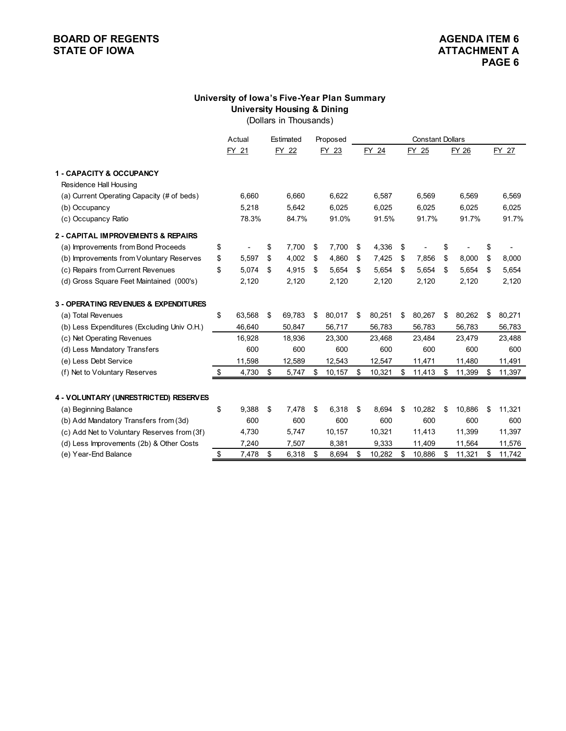**BOARD OF REGENTS**
**STATE OF IOWA**

**AGENDA ITEM 6**
**ATTACHMENT A**

## University of Iowa's Five-Year Plan Summary
### University Housing & Dining
(Dollars in Thousands)

| | Actual | Estimated | Proposed | Constant Dollars | | | |
|---|---|---|---|---|---|---|---|
| | FY 21 | FY 22 | FY 23 | FY 24 | FY 25 | FY 26 | FY 27 |
| **1 - CAPACITY & OCCUPANCY** | | | | | | | |
| Residence Hall Housing | | | | | | | |
| (a) Current Operating Capacity (# of beds) | 6,660 | 6,660 | 6,622 | 6,587 | 6,569 | 6,569 | 6,569 |
| (b) Occupancy | 5,218 | 5,642 | 6,025 | 6,025 | 6,025 | 6,025 | 6,025 |
| (c) Occupancy Ratio | 78.3% | 84.7% | 91.0% | 91.5% | 91.7% | 91.7% | 91.7% |
| **2 - CAPITAL IMPROVEMENTS & REPAIRS** | | | | | | | |
| (a) Improvements from Bond Proceeds | $ - | $ 7,700 | $ 7,700 | $ 4,336 | $ - | $ - | $ - |
| (b) Improvements from Voluntary Reserves | $ 5,597 | $ 4,002 | $ 4,860 | $ 7,425 | $ 7,856 | $ 8,000 | $ 8,000 |
| (c) Repairs from Current Revenues | $ 5,074 | $ 4,915 | $ 5,654 | $ 5,654 | $ 5,654 | $ 5,654 | $ 5,654 |
| (d) Gross Square Feet Maintained (000's) | 2,120 | 2,120 | 2,120 | 2,120 | 2,120 | 2,120 | 2,120 |
| **3 - OPERATING REVENUES & EXPENDITURES** | | | | | | | |
| (a) Total Revenues | $ 63,568 | $ 69,783 | $ 80,017 | $ 80,251 | $ 80,267 | $ 80,262 | $ 80,271 |
| (b) Less Expenditures (Excluding Univ O.H.) | 46,640 | 50,847 | 56,717 | 56,783 | 56,783 | 56,783 | 56,783 |
| (c) Net Operating Revenues | 16,928 | 18,936 | 23,300 | 23,468 | 23,484 | 23,479 | 23,488 |
| (d) Less Mandatory Transfers | 600 | 600 | 600 | 600 | 600 | 600 | 600 |
| (e) Less Debt Service | 11,598 | 12,589 | 12,543 | 12,547 | 11,471 | 11,480 | 11,491 |
| (f) Net to Voluntary Reserves | $ 4,730 | $ 5,747 | $ 10,157 | $ 10,321 | $ 11,413 | $ 11,399 | $ 11,397 |
| **4 - VOLUNTARY (UNRESTRICTED) RESERVES** | | | | | | | |
| (a) Beginning Balance | $ 9,388 | $ 7,478 | $ 6,318 | $ 8,694 | $ 10,282 | $ 10,886 | $ 11,321 |
| (b) Add Mandatory Transfers from (3d) | 600 | 600 | 600 | 600 | 600 | 600 | 600 |
| (c) Add Net to Voluntary Reserves from (3f) | 4,730 | 5,747 | 10,157 | 10,321 | 11,413 | 11,399 | 11,397 |
| (d) Less Improvements (2b) & Other Costs | 7,240 | 7,507 | 8,381 | 9,333 | 11,409 | 11,564 | 11,576 |
| (e) Year-End Balance | $ 7,478 | $ 6,318 | $ 8,694 | $ 10,282 | $ 10,886 | $ 11,321 | $ 11,742 |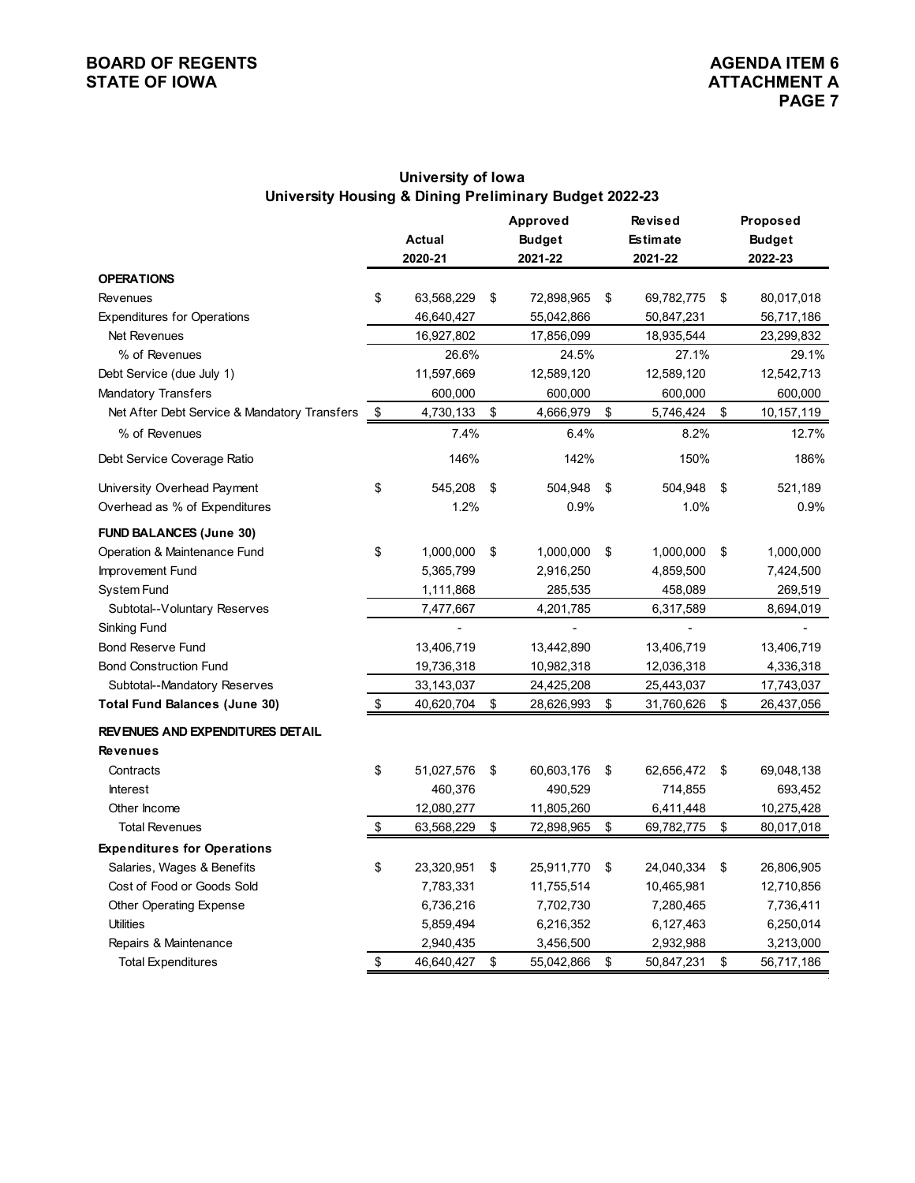## University of Iowa
## University Housing & Dining Preliminary Budget 2022-23

| | Actual 2020-21 | Approved Budget 2021-22 | Revised Estimate 2021-22 | Proposed Budget 2022-23 |
|---|---|---|---|---|
| **OPERATIONS** | | | | |
| Revenues | $ 63,568,229 | $ 72,898,965 | $ 69,782,775 | $ 80,017,018 |
| Expenditures for Operations | 46,640,427 | 55,042,866 | 50,847,231 | 56,717,186 |
| Net Revenues | 16,927,802 | 17,856,099 | 18,935,544 | 23,299,832 |
| % of Revenues | 26.6% | 24.5% | 27.1% | 29.1% |
| Debt Service (due July 1) | 11,597,669 | 12,589,120 | 12,589,120 | 12,542,713 |
| Mandatory Transfers | 600,000 | 600,000 | 600,000 | 600,000 |
| Net After Debt Service & Mandatory Transfers | $ 4,730,133 | $ 4,666,979 | $ 5,746,424 | $ 10,157,119 |
| % of Revenues | 7.4% | 6.4% | 8.2% | 12.7% |
| Debt Service Coverage Ratio | 146% | 142% | 150% | 186% |
| University Overhead Payment | $ 545,208 | $ 504,948 | $ 504,948 | $ 521,189 |
| Overhead as % of Expenditures | 1.2% | 0.9% | 1.0% | 0.9% |
| **FUND BALANCES (June 30)** | | | | |
| Operation & Maintenance Fund | $ 1,000,000 | $ 1,000,000 | $ 1,000,000 | $ 1,000,000 |
| Improvement Fund | 5,365,799 | 2,916,250 | 4,859,500 | 7,424,500 |
| System Fund | 1,111,868 | 285,535 | 458,089 | 269,519 |
| Subtotal--Voluntary Reserves | 7,477,667 | 4,201,785 | 6,317,589 | 8,694,019 |
| Sinking Fund | - | - | - | - |
| Bond Reserve Fund | 13,406,719 | 13,442,890 | 13,406,719 | 13,406,719 |
| Bond Construction Fund | 19,736,318 | 10,982,318 | 12,036,318 | 4,336,318 |
| Subtotal--Mandatory Reserves | 33,143,037 | 24,425,208 | 25,443,037 | 17,743,037 |
| **Total Fund Balances (June 30)** | $ 40,620,704 | $ 28,626,993 | $ 31,760,626 | $ 26,437,056 |
| **REVENUES AND EXPENDITURES DETAIL** | | | | |
| **Revenues** | | | | |
| Contracts | $ 51,027,576 | $ 60,603,176 | $ 62,656,472 | $ 69,048,138 |
| Interest | 460,376 | 490,529 | 714,855 | 693,452 |
| Other Income | 12,080,277 | 11,805,260 | 6,411,448 | 10,275,428 |
| Total Revenues | $ 63,568,229 | $ 72,898,965 | $ 69,782,775 | $ 80,017,018 |
| **Expenditures for Operations** | | | | |
| Salaries, Wages & Benefits | $ 23,320,951 | $ 25,911,770 | $ 24,040,334 | $ 26,806,905 |
| Cost of Food or Goods Sold | 7,783,331 | 11,755,514 | 10,465,981 | 12,710,856 |
| Other Operating Expense | 6,736,216 | 7,702,730 | 7,280,465 | 7,736,411 |
| Utilities | 5,859,494 | 6,216,352 | 6,127,463 | 6,250,014 |
| Repairs & Maintenance | 2,940,435 | 3,456,500 | 2,932,988 | 3,213,000 |
| Total Expenditures | $ 46,640,427 | $ 55,042,866 | $ 50,847,231 | $ 56,717,186 |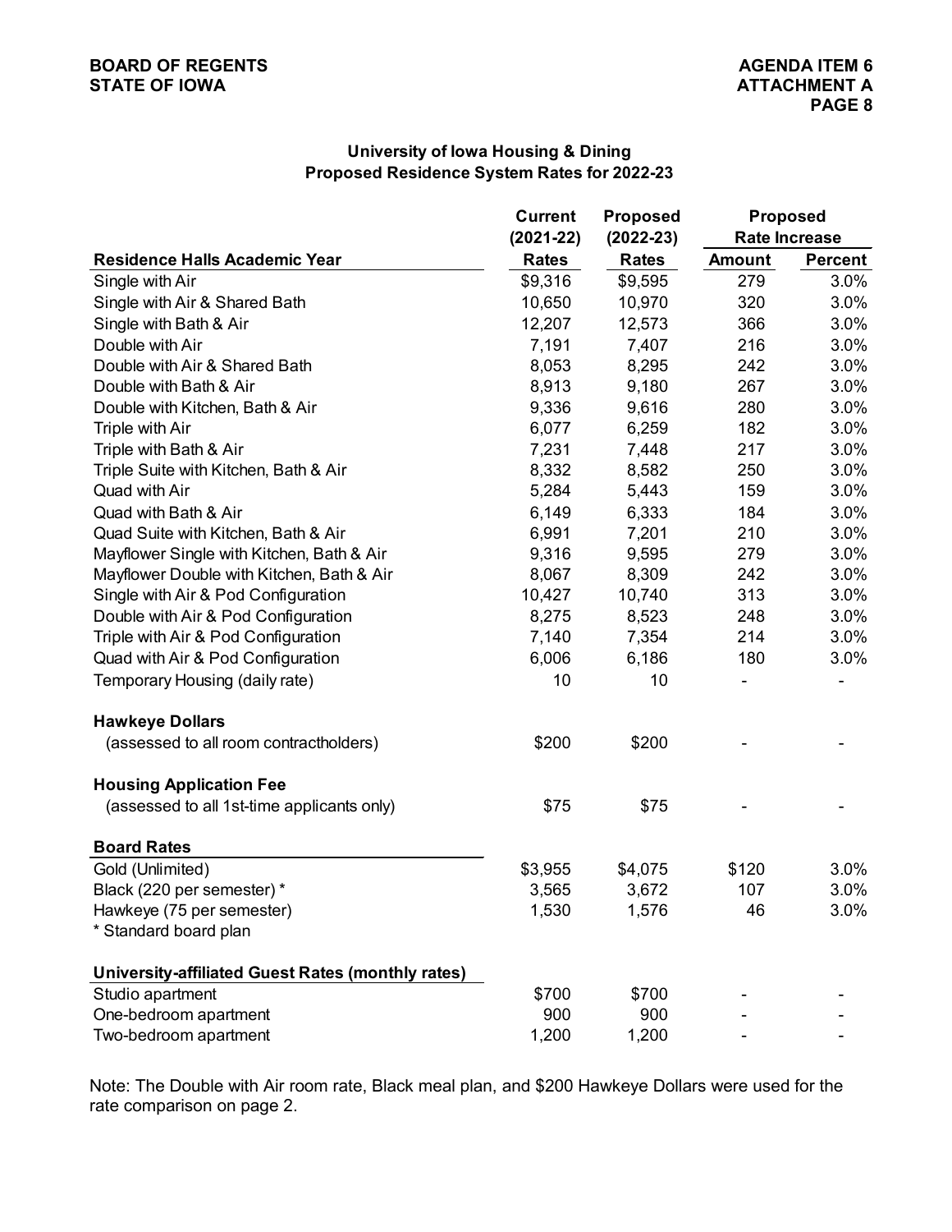## University of Iowa Housing & Dining
## Proposed Residence System Rates for 2022-23

| Residence Halls Academic Year | Current (2021-22) Rates | Proposed (2022-23) Rates | Proposed Rate Increase Amount | Proposed Rate Increase Percent |
|---|---|---|---|---|
| Single with Air | $9,316 | $9,595 | 279 | 3.0% |
| Single with Air & Shared Bath | 10,650 | 10,970 | 320 | 3.0% |
| Single with Bath & Air | 12,207 | 12,573 | 366 | 3.0% |
| Double with Air | 7,191 | 7,407 | 216 | 3.0% |
| Double with Air & Shared Bath | 8,053 | 8,295 | 242 | 3.0% |
| Double with Bath & Air | 8,913 | 9,180 | 267 | 3.0% |
| Double with Kitchen, Bath & Air | 9,336 | 9,616 | 280 | 3.0% |
| Triple with Air | 6,077 | 6,259 | 182 | 3.0% |
| Triple with Bath & Air | 7,231 | 7,448 | 217 | 3.0% |
| Triple Suite with Kitchen, Bath & Air | 8,332 | 8,582 | 250 | 3.0% |
| Quad with Air | 5,284 | 5,443 | 159 | 3.0% |
| Quad with Bath & Air | 6,149 | 6,333 | 184 | 3.0% |
| Quad Suite with Kitchen, Bath & Air | 6,991 | 7,201 | 210 | 3.0% |
| Mayflower Single with Kitchen, Bath & Air | 9,316 | 9,595 | 279 | 3.0% |
| Mayflower Double with Kitchen, Bath & Air | 8,067 | 8,309 | 242 | 3.0% |
| Single with Air & Pod Configuration | 10,427 | 10,740 | 313 | 3.0% |
| Double with Air & Pod Configuration | 8,275 | 8,523 | 248 | 3.0% |
| Triple with Air & Pod Configuration | 7,140 | 7,354 | 214 | 3.0% |
| Quad with Air & Pod Configuration | 6,006 | 6,186 | 180 | 3.0% |
| Temporary Housing (daily rate) | 10 | 10 | - | - |
| **Hawkeye Dollars** | | | | |
| (assessed to all room contractholders) | $200 | $200 | - | - |
| **Housing Application Fee** | | | | |
| (assessed to all 1st-time applicants only) | $75 | $75 | - | - |
| **Board Rates** | | | | |
| Gold (Unlimited) | $3,955 | $4,075 | $120 | 3.0% |
| Black (220 per semester) * | 3,565 | 3,672 | 107 | 3.0% |
| Hawkeye (75 per semester) | 1,530 | 1,576 | 46 | 3.0% |
| * Standard board plan | | | | |
| **University-affiliated Guest Rates (monthly rates)** | | | | |
| Studio apartment | $700 | $700 | - | - |
| One-bedroom apartment | 900 | 900 | - | - |
| Two-bedroom apartment | 1,200 | 1,200 | - | - |

Note: The Double with Air room rate, Black meal plan, and $200 Hawkeye Dollars were used for the rate comparison on page 2.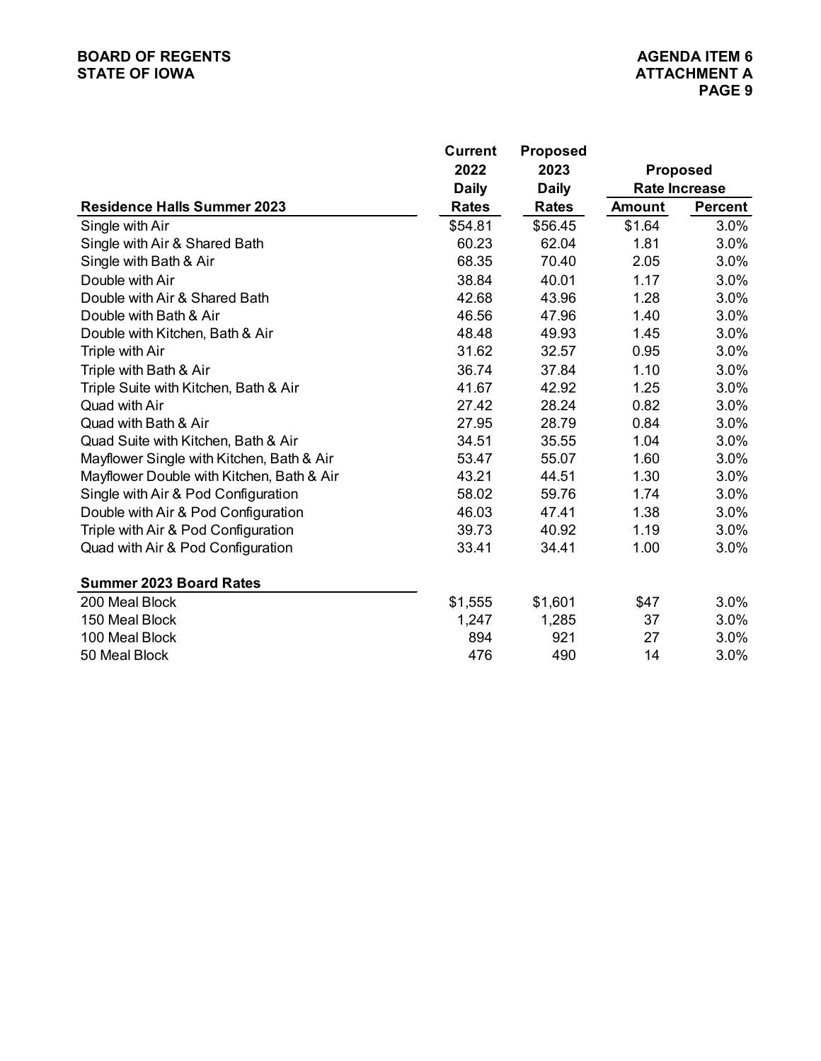BOARD OF REGENTS
STATE OF IOWA

AGENDA ITEM 6
ATTACHMENT A

| Residence Halls Summer 2023 | Current 2022 Daily Rates | Proposed 2023 Daily Rates | Proposed Rate Increase Amount | Proposed Rate Increase Percent |
|---|---|---|---|---|
| Single with Air | $54.81 | $56.45 | $1.64 | 3.0% |
| Single with Air & Shared Bath | 60.23 | 62.04 | 1.81 | 3.0% |
| Single with Bath & Air | 68.35 | 70.40 | 2.05 | 3.0% |
| Double with Air | 38.84 | 40.01 | 1.17 | 3.0% |
| Double with Air & Shared Bath | 42.68 | 43.96 | 1.28 | 3.0% |
| Double with Bath & Air | 46.56 | 47.96 | 1.40 | 3.0% |
| Double with Kitchen, Bath & Air | 48.48 | 49.93 | 1.45 | 3.0% |
| Triple with Air | 31.62 | 32.57 | 0.95 | 3.0% |
| Triple with Bath & Air | 36.74 | 37.84 | 1.10 | 3.0% |
| Triple Suite with Kitchen, Bath & Air | 41.67 | 42.92 | 1.25 | 3.0% |
| Quad with Air | 27.42 | 28.24 | 0.82 | 3.0% |
| Quad with Bath & Air | 27.95 | 28.79 | 0.84 | 3.0% |
| Quad Suite with Kitchen, Bath & Air | 34.51 | 35.55 | 1.04 | 3.0% |
| Mayflower Single with Kitchen, Bath & Air | 53.47 | 55.07 | 1.60 | 3.0% |
| Mayflower Double with Kitchen, Bath & Air | 43.21 | 44.51 | 1.30 | 3.0% |
| Single with Air & Pod Configuration | 58.02 | 59.76 | 1.74 | 3.0% |
| Double with Air & Pod Configuration | 46.03 | 47.41 | 1.38 | 3.0% |
| Triple with Air & Pod Configuration | 39.73 | 40.92 | 1.19 | 3.0% |
| Quad with Air & Pod Configuration | 33.41 | 34.41 | 1.00 | 3.0% |
| **Summer 2023 Board Rates** | | | | |
| 200 Meal Block | $1,555 | $1,601 | $47 | 3.0% |
| 150 Meal Block | 1,247 | 1,285 | 37 | 3.0% |
| 100 Meal Block | 894 | 921 | 27 | 3.0% |
| 50 Meal Block | 476 | 490 | 14 | 3.0% |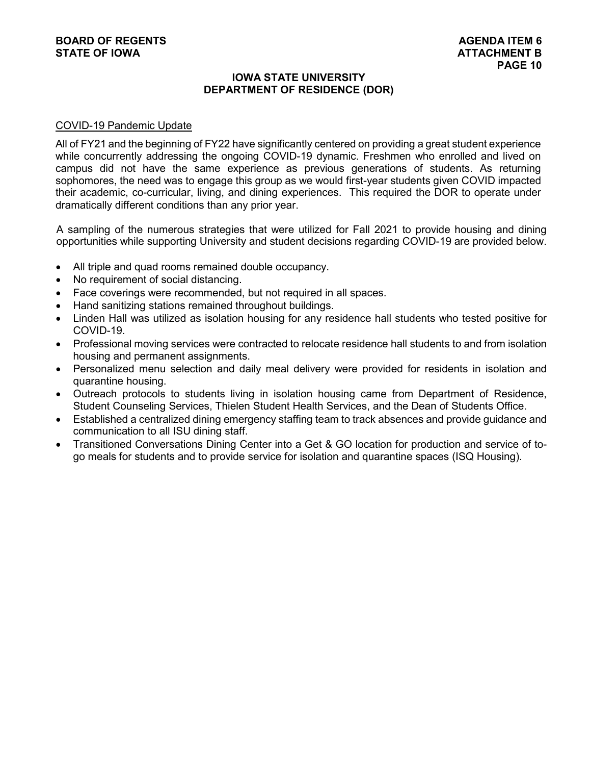## IOWA STATE UNIVERSITY
## DEPARTMENT OF RESIDENCE (DOR)

COVID-19 Pandemic Update

All of FY21 and the beginning of FY22 have significantly centered on providing a great student experience while concurrently addressing the ongoing COVID-19 dynamic. Freshmen who enrolled and lived on campus did not have the same experience as previous generations of students. As returning sophomores, the need was to engage this group as we would first-year students given COVID impacted their academic, co-curricular, living, and dining experiences. This required the DOR to operate under dramatically different conditions than any prior year.

A sampling of the numerous strategies that were utilized for Fall 2021 to provide housing and dining opportunities while supporting University and student decisions regarding COVID-19 are provided below.

- All triple and quad rooms remained double occupancy.
- No requirement of social distancing.
- Face coverings were recommended, but not required in all spaces.
- Hand sanitizing stations remained throughout buildings.
- Linden Hall was utilized as isolation housing for any residence hall students who tested positive for COVID-19.
- Professional moving services were contracted to relocate residence hall students to and from isolation housing and permanent assignments.
- Personalized menu selection and daily meal delivery were provided for residents in isolation and quarantine housing.
- Outreach protocols to students living in isolation housing came from Department of Residence, Student Counseling Services, Thielen Student Health Services, and the Dean of Students Office.
- Established a centralized dining emergency staffing team to track absences and provide guidance and communication to all ISU dining staff.
- Transitioned Conversations Dining Center into a Get & GO location for production and service of to-go meals for students and to provide service for isolation and quarantine spaces (ISQ Housing).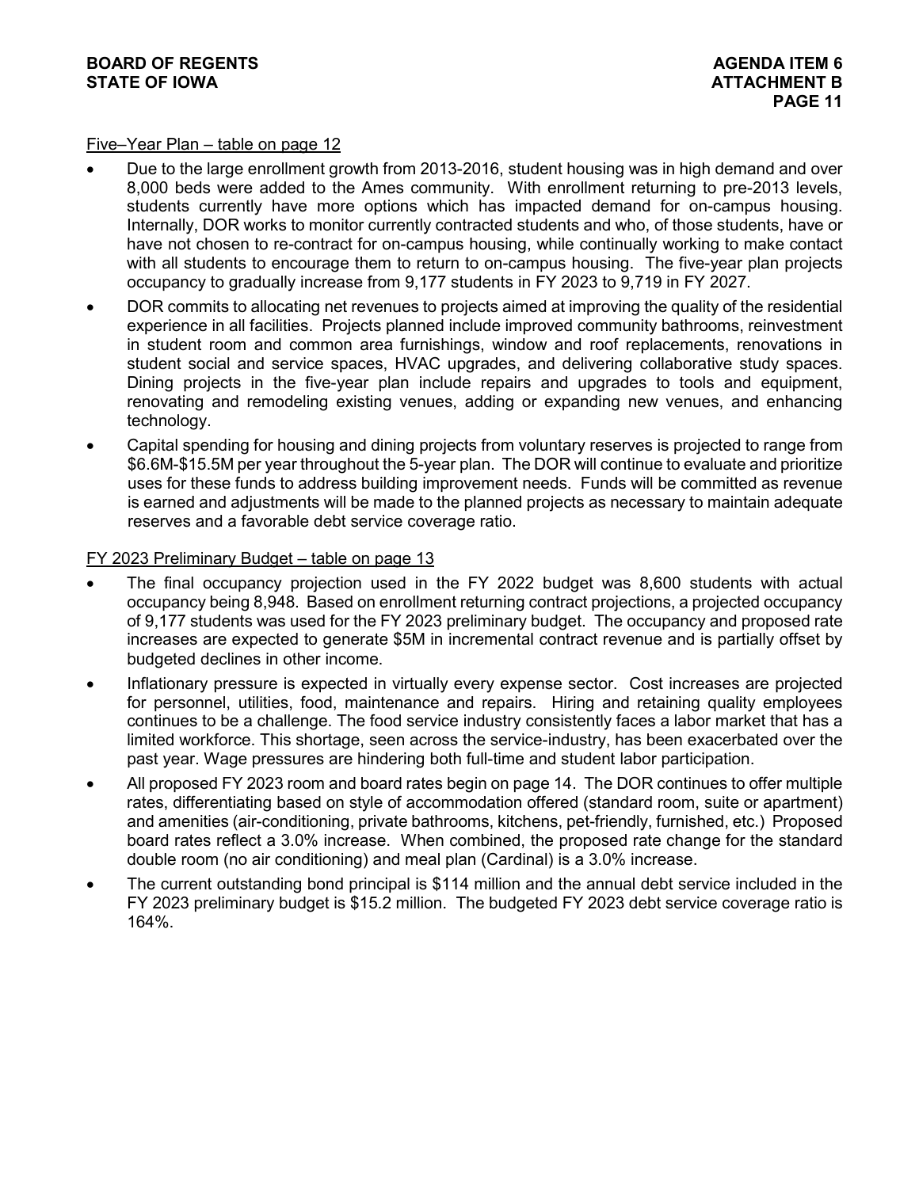Five–Year Plan – table on page 12

- Due to the large enrollment growth from 2013-2016, student housing was in high demand and over 8,000 beds were added to the Ames community. With enrollment returning to pre-2013 levels, students currently have more options which has impacted demand for on-campus housing. Internally, DOR works to monitor currently contracted students and who, of those students, have or have not chosen to re-contract for on-campus housing, while continually working to make contact with all students to encourage them to return to on-campus housing. The five-year plan projects occupancy to gradually increase from 9,177 students in FY 2023 to 9,719 in FY 2027.
- DOR commits to allocating net revenues to projects aimed at improving the quality of the residential experience in all facilities. Projects planned include improved community bathrooms, reinvestment in student room and common area furnishings, window and roof replacements, renovations in student social and service spaces, HVAC upgrades, and delivering collaborative study spaces. Dining projects in the five-year plan include repairs and upgrades to tools and equipment, renovating and remodeling existing venues, adding or expanding new venues, and enhancing technology.
- Capital spending for housing and dining projects from voluntary reserves is projected to range from $6.6M-$15.5M per year throughout the 5-year plan. The DOR will continue to evaluate and prioritize uses for these funds to address building improvement needs. Funds will be committed as revenue is earned and adjustments will be made to the planned projects as necessary to maintain adequate reserves and a favorable debt service coverage ratio.

FY 2023 Preliminary Budget – table on page 13

- The final occupancy projection used in the FY 2022 budget was 8,600 students with actual occupancy being 8,948. Based on enrollment returning contract projections, a projected occupancy of 9,177 students was used for the FY 2023 preliminary budget. The occupancy and proposed rate increases are expected to generate $5M in incremental contract revenue and is partially offset by budgeted declines in other income.
- Inflationary pressure is expected in virtually every expense sector. Cost increases are projected for personnel, utilities, food, maintenance and repairs. Hiring and retaining quality employees continues to be a challenge. The food service industry consistently faces a labor market that has a limited workforce. This shortage, seen across the service-industry, has been exacerbated over the past year. Wage pressures are hindering both full-time and student labor participation.
- All proposed FY 2023 room and board rates begin on page 14. The DOR continues to offer multiple rates, differentiating based on style of accommodation offered (standard room, suite or apartment) and amenities (air-conditioning, private bathrooms, kitchens, pet-friendly, furnished, etc.) Proposed board rates reflect a 3.0% increase. When combined, the proposed rate change for the standard double room (no air conditioning) and meal plan (Cardinal) is a 3.0% increase.
- The current outstanding bond principal is $114 million and the annual debt service included in the FY 2023 preliminary budget is $15.2 million. The budgeted FY 2023 debt service coverage ratio is 164%.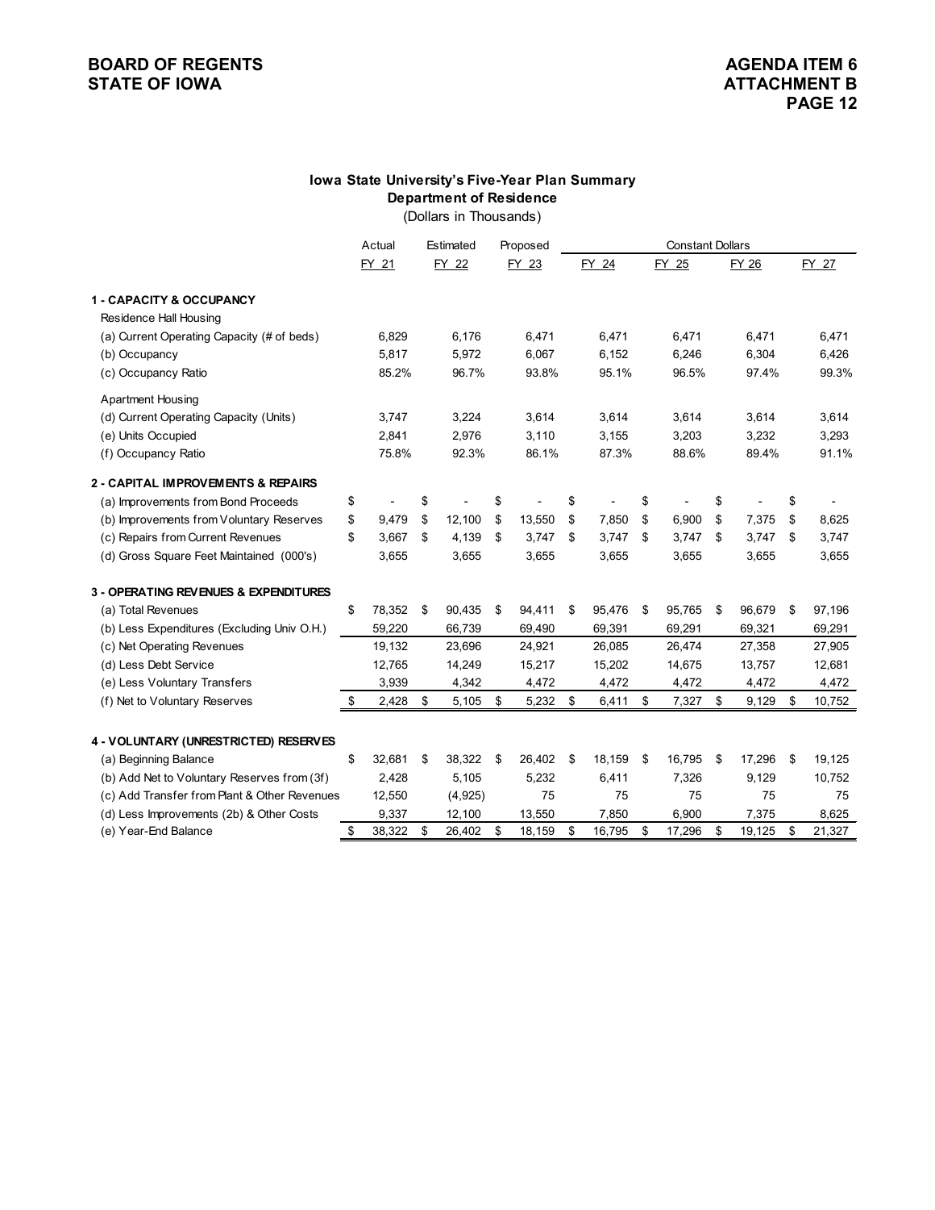BOARD OF REGENTS
STATE OF IOWA

AGENDA ITEM 6
ATTACHMENT B

### Iowa State University's Five-Year Plan Summary
### Department of Residence
(Dollars in Thousands)

| | Actual | Estimated | Proposed | Constant Dollars | | | |
|---|---|---|---|---|---|---|---|
| | FY 21 | FY 22 | FY 23 | FY 24 | FY 25 | FY 26 | FY 27 |
| **1 - CAPACITY & OCCUPANCY** | | | | | | | |
| Residence Hall Housing | | | | | | | |
| (a) Current Operating Capacity (# of beds) | 6,829 | 6,176 | 6,471 | 6,471 | 6,471 | 6,471 | 6,471 |
| (b) Occupancy | 5,817 | 5,972 | 6,067 | 6,152 | 6,246 | 6,304 | 6,426 |
| (c) Occupancy Ratio | 85.2% | 96.7% | 93.8% | 95.1% | 96.5% | 97.4% | 99.3% |
| Apartment Housing | | | | | | | |
| (d) Current Operating Capacity (Units) | 3,747 | 3,224 | 3,614 | 3,614 | 3,614 | 3,614 | 3,614 |
| (e) Units Occupied | 2,841 | 2,976 | 3,110 | 3,155 | 3,203 | 3,232 | 3,293 |
| (f) Occupancy Ratio | 75.8% | 92.3% | 86.1% | 87.3% | 88.6% | 89.4% | 91.1% |
| **2 - CAPITAL IMPROVEMENTS & REPAIRS** | | | | | | | |
| (a) Improvements from Bond Proceeds | $ - | $ - | $ - | $ - | $ - | $ - | $ - |
| (b) Improvements from Voluntary Reserves | $ 9,479 | $ 12,100 | $ 13,550 | $ 7,850 | $ 6,900 | $ 7,375 | $ 8,625 |
| (c) Repairs from Current Revenues | $ 3,667 | $ 4,139 | $ 3,747 | $ 3,747 | $ 3,747 | $ 3,747 | $ 3,747 |
| (d) Gross Square Feet Maintained (000's) | 3,655 | 3,655 | 3,655 | 3,655 | 3,655 | 3,655 | 3,655 |
| **3 - OPERATING REVENUES & EXPENDITURES** | | | | | | | |
| (a) Total Revenues | $ 78,352 | $ 90,435 | $ 94,411 | $ 95,476 | $ 95,765 | $ 96,679 | $ 97,196 |
| (b) Less Expenditures (Excluding Univ O.H.) | 59,220 | 66,739 | 69,490 | 69,391 | 69,291 | 69,321 | 69,291 |
| (c) Net Operating Revenues | 19,132 | 23,696 | 24,921 | 26,085 | 26,474 | 27,358 | 27,905 |
| (d) Less Debt Service | 12,765 | 14,249 | 15,217 | 15,202 | 14,675 | 13,757 | 12,681 |
| (e) Less Voluntary Transfers | 3,939 | 4,342 | 4,472 | 4,472 | 4,472 | 4,472 | 4,472 |
| (f) Net to Voluntary Reserves | $ 2,428 | $ 5,105 | $ 5,232 | $ 6,411 | $ 7,327 | $ 9,129 | $ 10,752 |
| **4 - VOLUNTARY (UNRESTRICTED) RESERVES** | | | | | | | |
| (a) Beginning Balance | $ 32,681 | $ 38,322 | $ 26,402 | $ 18,159 | $ 16,795 | $ 17,296 | $ 19,125 |
| (b) Add Net to Voluntary Reserves from (3f) | 2,428 | 5,105 | 5,232 | 6,411 | 7,326 | 9,129 | 10,752 |
| (c) Add Transfer from Plant & Other Revenues | 12,550 | (4,925) | 75 | 75 | 75 | 75 | 75 |
| (d) Less Improvements (2b) & Other Costs | 9,337 | 12,100 | 13,550 | 7,850 | 6,900 | 7,375 | 8,625 |
| (e) Year-End Balance | $ 38,322 | $ 26,402 | $ 18,159 | $ 16,795 | $ 17,296 | $ 19,125 | $ 21,327 |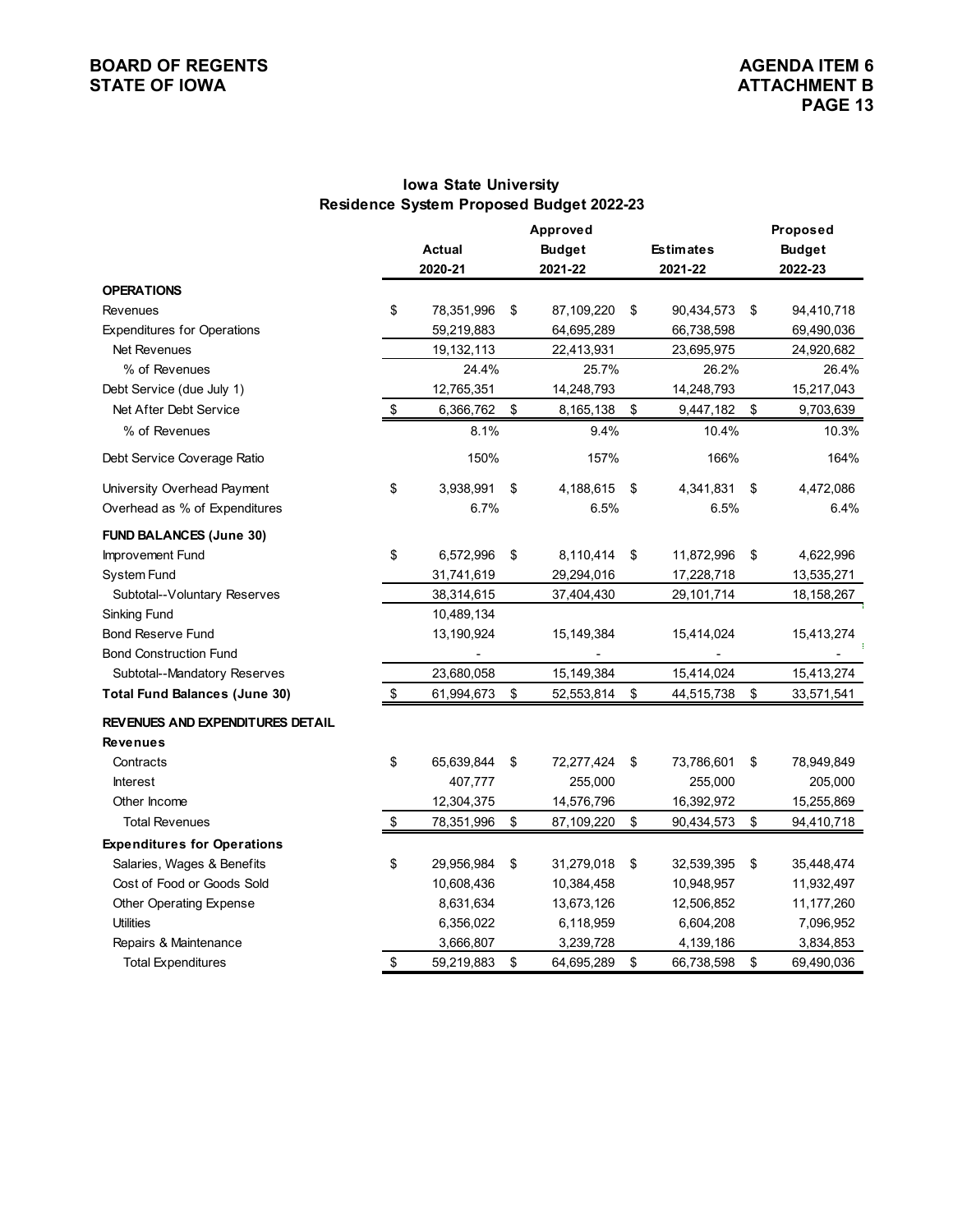BOARD OF REGENTS
STATE OF IOWA

AGENDA ITEM 6
ATTACHMENT B

## Iowa State University
## Residence System Proposed Budget 2022-23

| | Actual 2020-21 | Approved Budget 2021-22 | Estimates 2021-22 | Proposed Budget 2022-23 |
|---|---|---|---|---|
| **OPERATIONS** | | | | |
| Revenues | $ 78,351,996 | $ 87,109,220 | $ 90,434,573 | $ 94,410,718 |
| Expenditures for Operations | 59,219,883 | 64,695,289 | 66,738,598 | 69,490,036 |
| Net Revenues | 19,132,113 | 22,413,931 | 23,695,975 | 24,920,682 |
| % of Revenues | 24.4% | 25.7% | 26.2% | 26.4% |
| Debt Service (due July 1) | 12,765,351 | 14,248,793 | 14,248,793 | 15,217,043 |
| Net After Debt Service | $ 6,366,762 | $ 8,165,138 | $ 9,447,182 | $ 9,703,639 |
| % of Revenues | 8.1% | 9.4% | 10.4% | 10.3% |
| Debt Service Coverage Ratio | 150% | 157% | 166% | 164% |
| University Overhead Payment | $ 3,938,991 | $ 4,188,615 | $ 4,341,831 | $ 4,472,086 |
| Overhead as % of Expenditures | 6.7% | 6.5% | 6.5% | 6.4% |
| **FUND BALANCES (June 30)** | | | | |
| Improvement Fund | $ 6,572,996 | $ 8,110,414 | $ 11,872,996 | $ 4,622,996 |
| System Fund | 31,741,619 | 29,294,016 | 17,228,718 | 13,535,271 |
| Subtotal--Voluntary Reserves | 38,314,615 | 37,404,430 | 29,101,714 | 18,158,267 |
| Sinking Fund | 10,489,134 | | | |
| Bond Reserve Fund | 13,190,924 | 15,149,384 | 15,414,024 | 15,413,274 |
| Bond Construction Fund | - | - | - | - |
| Subtotal--Mandatory Reserves | 23,680,058 | 15,149,384 | 15,414,024 | 15,413,274 |
| **Total Fund Balances (June 30)** | $ 61,994,673 | $ 52,553,814 | $ 44,515,738 | $ 33,571,541 |
| **REVENUES AND EXPENDITURES DETAIL** | | | | |
| **Revenues** | | | | |
| Contracts | $ 65,639,844 | $ 72,277,424 | $ 73,786,601 | $ 78,949,849 |
| Interest | 407,777 | 255,000 | 255,000 | 205,000 |
| Other Income | 12,304,375 | 14,576,796 | 16,392,972 | 15,255,869 |
| Total Revenues | $ 78,351,996 | $ 87,109,220 | $ 90,434,573 | $ 94,410,718 |
| **Expenditures for Operations** | | | | |
| Salaries, Wages & Benefits | $ 29,956,984 | $ 31,279,018 | $ 32,539,395 | $ 35,448,474 |
| Cost of Food or Goods Sold | 10,608,436 | 10,384,458 | 10,948,957 | 11,932,497 |
| Other Operating Expense | 8,631,634 | 13,673,126 | 12,506,852 | 11,177,260 |
| Utilities | 6,356,022 | 6,118,959 | 6,604,208 | 7,096,952 |
| Repairs & Maintenance | 3,666,807 | 3,239,728 | 4,139,186 | 3,834,853 |
| Total Expenditures | $ 59,219,883 | $ 64,695,289 | $ 66,738,598 | $ 69,490,036 |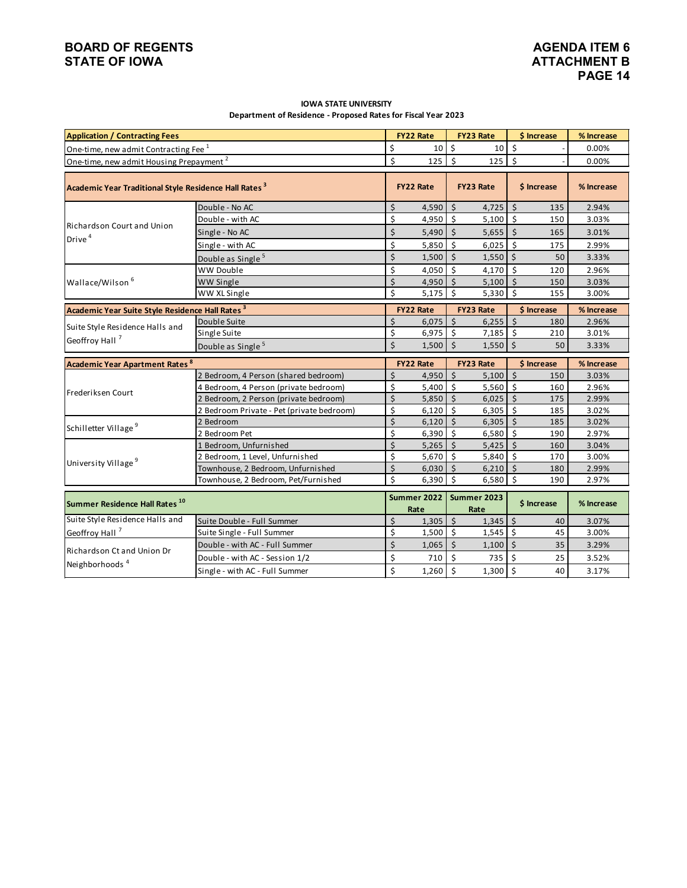BOARD OF REGENTS
STATE OF IOWA

AGENDA ITEM 6
ATTACHMENT B

**IOWA STATE UNIVERSITY**
**Department of Residence - Proposed Rates for Fiscal Year 2023**

| **Application / Contracting Fees** | | **FY22 Rate** | **FY23 Rate** | **$ Increase** | **% Increase** |
|---|---|---|---|---|---|
| One-time, new admit Contracting Fee [1] | | $ 10 | $ 10 | $ - | 0.00% |
| One-time, new admit Housing Prepayment [2] | | $ 125 | $ 125 | $ - | 0.00% |

| **Academic Year Traditional Style Residence Hall Rates [3]** | | **FY22 Rate** | **FY23 Rate** | **$ Increase** | **% Increase** |
|---|---|---|---|---|---|
| Richardson Court and Union Drive [4] | Double - No AC | $ 4,590 | $ 4,725 | $ 135 | 2.94% |
| | Double - with AC | $ 4,950 | $ 5,100 | $ 150 | 3.03% |
| | Single - No AC | $ 5,490 | $ 5,655 | $ 165 | 3.01% |
| | Single - with AC | $ 5,850 | $ 6,025 | $ 175 | 2.99% |
| | Double as Single [5] | $ 1,500 | $ 1,550 | $ 50 | 3.33% |
| Wallace/Wilson [6] | WW Double | $ 4,050 | $ 4,170 | $ 120 | 2.96% |
| | WW Single | $ 4,950 | $ 5,100 | $ 150 | 3.03% |
| | WW XL Single | $ 5,175 | $ 5,330 | $ 155 | 3.00% |

| **Academic Year Suite Style Residence Hall Rates [3]** | | **FY22 Rate** | **FY23 Rate** | **$ Increase** | **% Increase** |
|---|---|---|---|---|---|
| Suite Style Residence Halls and Geoffroy Hall [7] | Double Suite | $ 6,075 | $ 6,255 | $ 180 | 2.96% |
| | Single Suite | $ 6,975 | $ 7,185 | $ 210 | 3.01% |
| | Double as Single [5] | $ 1,500 | $ 1,550 | $ 50 | 3.33% |

| **Academic Year Apartment Rates [8]** | | **FY22 Rate** | **FY23 Rate** | **$ Increase** | **% Increase** |
|---|---|---|---|---|---|
| Frederiksen Court | 2 Bedroom, 4 Person (shared bedroom) | $ 4,950 | $ 5,100 | $ 150 | 3.03% |
| | 4 Bedroom, 4 Person (private bedroom) | $ 5,400 | $ 5,560 | $ 160 | 2.96% |
| | 2 Bedroom, 2 Person (private bedroom) | $ 5,850 | $ 6,025 | $ 175 | 2.99% |
| | 2 Bedroom Private - Pet (private bedroom) | $ 6,120 | $ 6,305 | $ 185 | 3.02% |
| Schilletter Village [9] | 2 Bedroom | $ 6,120 | $ 6,305 | $ 185 | 3.02% |
| | 2 Bedroom Pet | $ 6,390 | $ 6,580 | $ 190 | 2.97% |
| University Village [9] | 1 Bedroom, Unfurnished | $ 5,265 | $ 5,425 | $ 160 | 3.04% |
| | 2 Bedroom, 1 Level, Unfurnished | $ 5,670 | $ 5,840 | $ 170 | 3.00% |
| | Townhouse, 2 Bedroom, Unfurnished | $ 6,030 | $ 6,210 | $ 180 | 2.99% |
| | Townhouse, 2 Bedroom, Pet/Furnished | $ 6,390 | $ 6,580 | $ 190 | 2.97% |

| **Summer Residence Hall Rates [10]** | | **Summer 2022 Rate** | **Summer 2023 Rate** | **$ Increase** | **% Increase** |
|---|---|---|---|---|---|
| Suite Style Residence Halls and Geoffroy Hall [7] | Suite Double - Full Summer | $ 1,305 | $ 1,345 | $ 40 | 3.07% |
| | Suite Single - Full Summer | $ 1,500 | $ 1,545 | $ 45 | 3.00% |
| Richardson Ct and Union Dr Neighborhoods [4] | Double - with AC - Full Summer | $ 1,065 | $ 1,100 | $ 35 | 3.29% |
| | Double - with AC - Session 1/2 | $ 710 | $ 735 | $ 25 | 3.52% |
| | Single - with AC - Full Summer | $ 1,260 | $ 1,300 | $ 40 | 3.17% |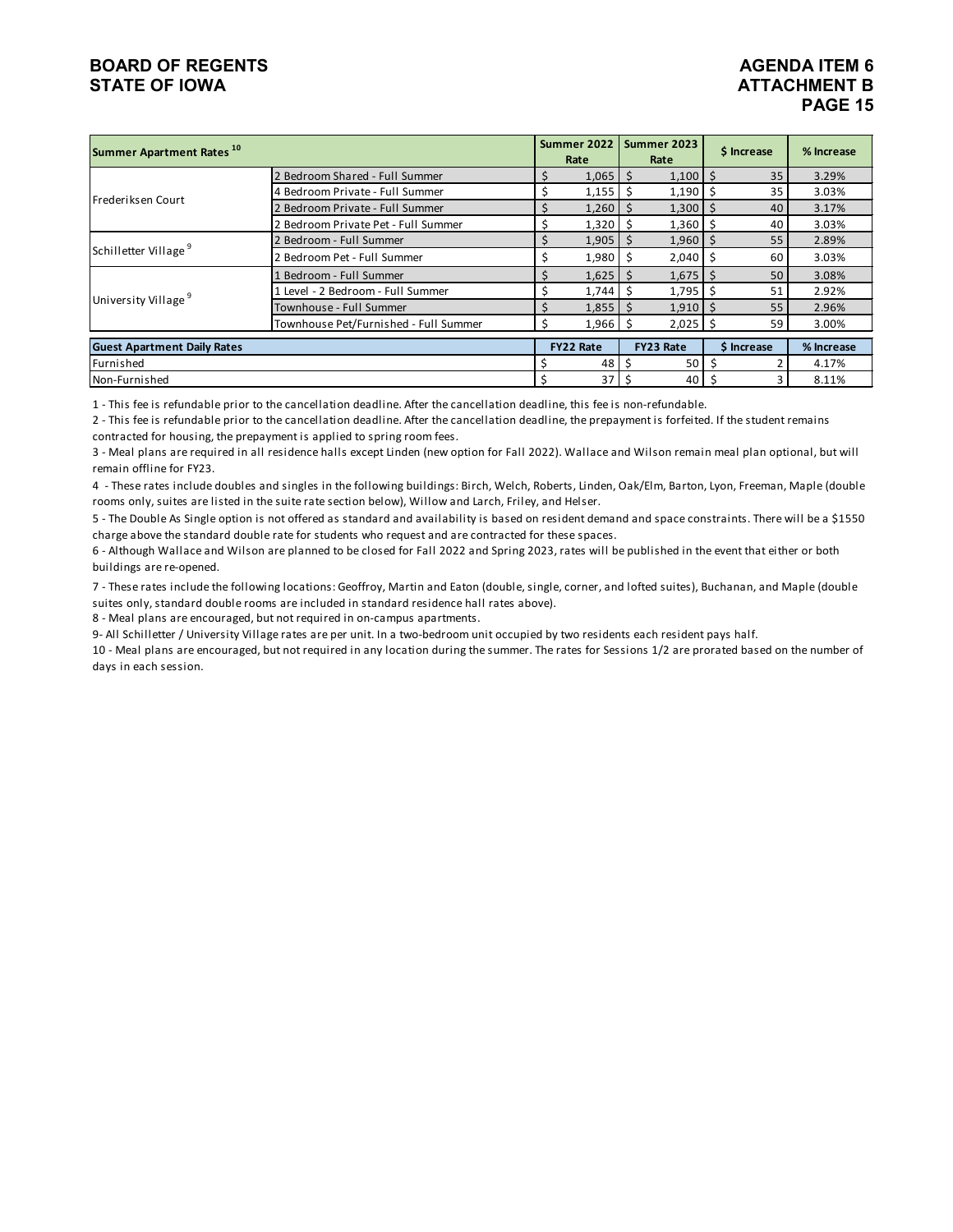| Summary Apartment Rates [10] | | Summer 2022 Rate | Summer 2023 Rate | $ Increase | % Increase |
|---|---|---|---|---|---|
| Frederiksen Court | 2 Bedroom Shared - Full Summer | $ 1,065 | $ 1,100 | $ 35 | 3.29% |
| | 4 Bedroom Private - Full Summer | $ 1,155 | $ 1,190 | $ 35 | 3.03% |
| | 2 Bedroom Private - Full Summer | $ 1,260 | $ 1,300 | $ 40 | 3.17% |
| | 2 Bedroom Private Pet - Full Summer | $ 1,320 | $ 1,360 | $ 40 | 3.03% |
| Schilletter Village [9] | 2 Bedroom - Full Summer | $ 1,905 | $ 1,960 | $ 55 | 2.89% |
| | 2 Bedroom Pet - Full Summer | $ 1,980 | $ 2,040 | $ 60 | 3.03% |
| University Village [9] | 1 Bedroom - Full Summer | $ 1,625 | $ 1,675 | $ 50 | 3.08% |
| | 1 Level - 2 Bedroom - Full Summer | $ 1,744 | $ 1,795 | $ 51 | 2.92% |
| | Townhouse - Full Summer | $ 1,855 | $ 1,910 | $ 55 | 2.96% |
| | Townhouse Pet/Furnished - Full Summer | $ 1,966 | $ 2,025 | $ 59 | 3.00% |
| **Guest Apartment Daily Rates** | | **FY22 Rate** | **FY23 Rate** | **$ Increase** | **% Increase** |
| Furnished | | $ 48 | $ 50 | $ 2 | 4.17% |
| Non-Furnished | | $ 37 | $ 40 | $ 3 | 8.11% |

1 - This fee is refundable prior to the cancellation deadline. After the cancellation deadline, this fee is non-refundable.

2 - This fee is refundable prior to the cancellation deadline. After the cancellation deadline, the prepayment is forfeited. If the student remains contracted for housing, the prepayment is applied to spring room fees.

3 - Meal plans are required in all residence halls except Linden (new option for Fall 2022). Wallace and Wilson remain meal plan optional, but will remain offline for FY23.

4 - These rates include doubles and singles in the following buildings: Birch, Welch, Roberts, Linden, Oak/Elm, Barton, Lyon, Freeman, Maple (double rooms only, suites are listed in the suite rate section below), Willow and Larch, Friley, and Helser.

5 - The Double As Single option is not offered as standard and availability is based on resident demand and space constraints. There will be a $1550 charge above the standard double rate for students who request and are contracted for these spaces.

6 - Although Wallace and Wilson are planned to be closed for Fall 2022 and Spring 2023, rates will be published in the event that either or both buildings are re-opened.

7 - These rates include the following locations: Geoffroy, Martin and Eaton (double, single, corner, and lofted suites), Buchanan, and Maple (double suites only, standard double rooms are included in standard residence hall rates above).

8 - Meal plans are encouraged, but not required in on-campus apartments.

9- All Schilletter / University Village rates are per unit. In a two-bedroom unit occupied by two residents each resident pays half.

10 - Meal plans are encouraged, but not required in any location during the summer. The rates for Sessions 1/2 are prorated based on the number of days in each session.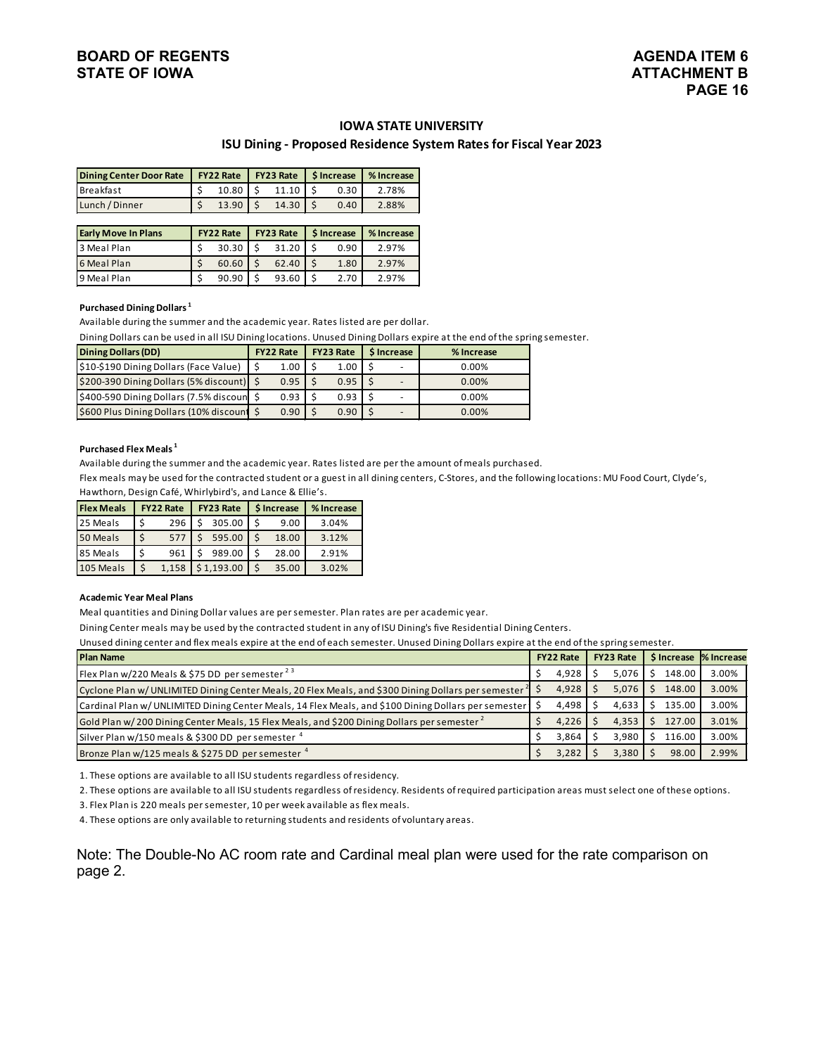**BOARD OF REGENTS**
**STATE OF IOWA**

**AGENDA ITEM 6**
**ATTACHMENT B**
**PAGE 16**

## IOWA STATE UNIVERSITY

### ISU Dining - Proposed Residence System Rates for Fiscal Year 2023

| Dining Center Door Rate | FY22 Rate | FY23 Rate | $ Increase | % Increase |
|---|---|---|---|---|
| Breakfast | $ 10.80 | $ 11.10 | $ 0.30 | 2.78% |
| Lunch / Dinner | $ 13.90 | $ 14.30 | $ 0.40 | 2.88% |

| Early Move In Plans | FY22 Rate | FY23 Rate | $ Increase | % Increase |
|---|---|---|---|---|
| 3 Meal Plan | $ 30.30 | $ 31.20 | $ 0.90 | 2.97% |
| 6 Meal Plan | $ 60.60 | $ 62.40 | $ 1.80 | 2.97% |
| 9 Meal Plan | $ 90.90 | $ 93.60 | $ 2.70 | 2.97% |

**Purchased Dining Dollars [1]**

Available during the summer and the academic year. Rates listed are per dollar.

Dining Dollars can be used in all ISU Dining locations. Unused Dining Dollars expire at the end of the spring semester.

| Dining Dollars (DD) | FY22 Rate | FY23 Rate | $ Increase | % Increase |
|---|---|---|---|---|
| $10-$190 Dining Dollars (Face Value) | $ 1.00 | $ 1.00 | $ - | 0.00% |
| $200-390 Dining Dollars (5% discount) | $ 0.95 | $ 0.95 | $ - | 0.00% |
| $400-590 Dining Dollars (7.5% discoun | $ 0.93 | $ 0.93 | $ - | 0.00% |
| $600 Plus Dining Dollars (10% discount | $ 0.90 | $ 0.90 | $ - | 0.00% |

**Purchased Flex Meals [1]**

Available during the summer and the academic year. Rates listed are per the amount of meals purchased.

Flex meals may be used for the contracted student or a guest in all dining centers, C-Stores, and the following locations: MU Food Court, Clyde's, Hawthorn, Design Café, Whirlybird's, and Lance & Ellie's.

| Flex Meals | FY22 Rate | FY23 Rate | $ Increase | % Increase |
|---|---|---|---|---|
| 25 Meals | $ 296 | $ 305.00 | $ 9.00 | 3.04% |
| 50 Meals | $ 577 | $ 595.00 | $ 18.00 | 3.12% |
| 85 Meals | $ 961 | $ 989.00 | $ 28.00 | 2.91% |
| 105 Meals | $ 1,158 | $ 1,193.00 | $ 35.00 | 3.02% |

**Academic Year Meal Plans**

Meal quantities and Dining Dollar values are per semester. Plan rates are per academic year.

Dining Center meals may be used by the contracted student in any of ISU Dining's five Residential Dining Centers.

Unused dining center and flex meals expire at the end of each semester. Unused Dining Dollars expire at the end of the spring semester.

| Plan Name | FY22 Rate | FY23 Rate | $ Increase | % Increase |
|---|---|---|---|---|
| Flex Plan w/220 Meals & $75 DD per semester [2 3] | $ 4,928 | $ 5,076 | $ 148.00 | 3.00% |
| Cyclone Plan w/ UNLIMITED Dining Center Meals, 20 Flex Meals, and $300 Dining Dollars per semester [2] | $ 4,928 | $ 5,076 | $ 148.00 | 3.00% |
| Cardinal Plan w/ UNLIMITED Dining Center Meals, 14 Flex Meals, and $100 Dining Dollars per semester | $ 4,498 | $ 4,633 | $ 135.00 | 3.00% |
| Gold Plan w/ 200 Dining Center Meals, 15 Flex Meals, and $200 Dining Dollars per semester [2] | $ 4,226 | $ 4,353 | $ 127.00 | 3.01% |
| Silver Plan w/150 meals & $300 DD per semester [4] | $ 3,864 | $ 3,980 | $ 116.00 | 3.00% |
| Bronze Plan w/125 meals & $275 DD per semester [4] | $ 3,282 | $ 3,380 | $ 98.00 | 2.99% |

1. These options are available to all ISU students regardless of residency.
2. These options are available to all ISU students regardless of residency. Residents of required participation areas must select one of these options.
3. Flex Plan is 220 meals per semester, 10 per week available as flex meals.
4. These options are only available to returning students and residents of voluntary areas.

Note: The Double-No AC room rate and Cardinal meal plan were used for the rate comparison on page 2.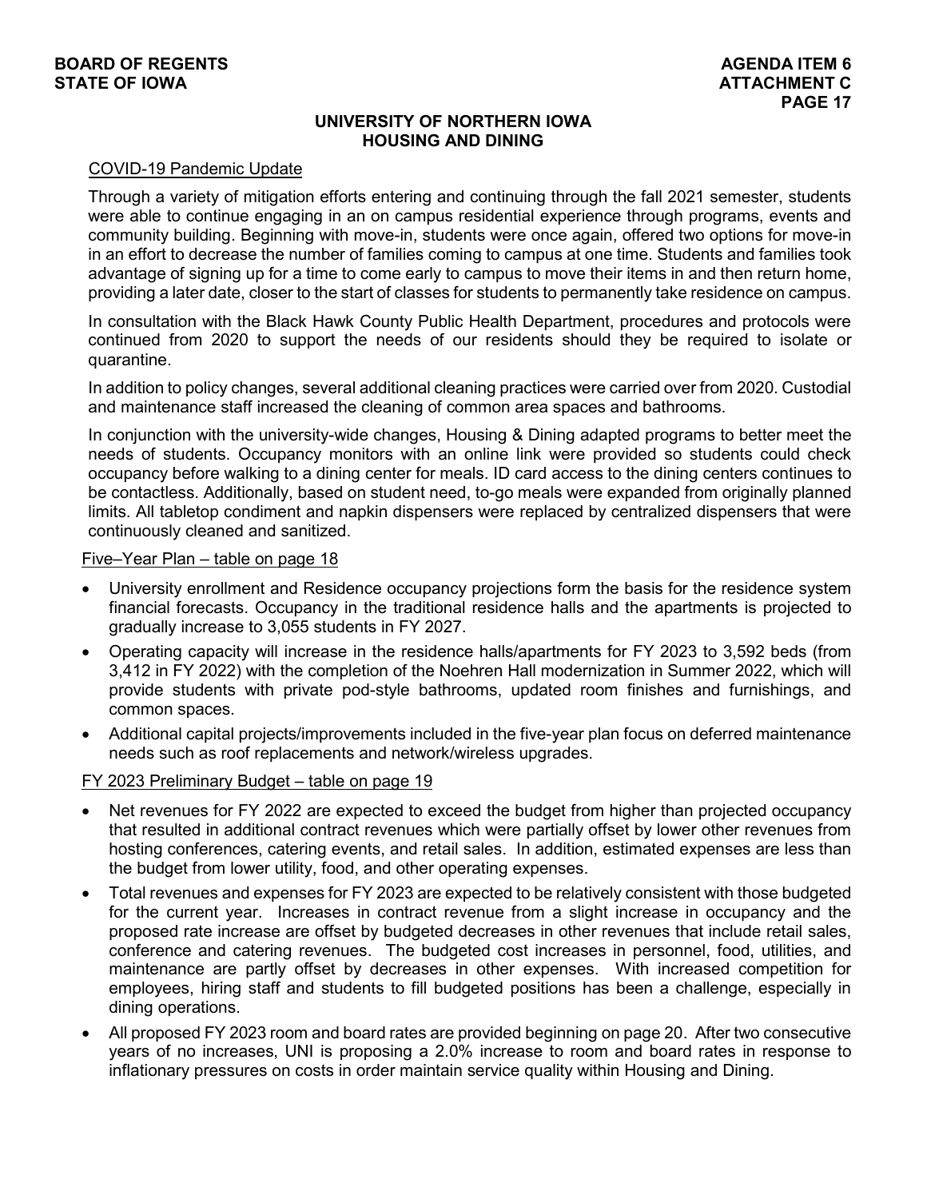## UNIVERSITY OF NORTHERN IOWA
## HOUSING AND DINING

COVID-19 Pandemic Update

Through a variety of mitigation efforts entering and continuing through the fall 2021 semester, students were able to continue engaging in an on campus residential experience through programs, events and community building. Beginning with move-in, students were once again, offered two options for move-in in an effort to decrease the number of families coming to campus at one time. Students and families took advantage of signing up for a time to come early to campus to move their items in and then return home, providing a later date, closer to the start of classes for students to permanently take residence on campus.

In consultation with the Black Hawk County Public Health Department, procedures and protocols were continued from 2020 to support the needs of our residents should they be required to isolate or quarantine.

In addition to policy changes, several additional cleaning practices were carried over from 2020. Custodial and maintenance staff increased the cleaning of common area spaces and bathrooms.

In conjunction with the university-wide changes, Housing & Dining adapted programs to better meet the needs of students. Occupancy monitors with an online link were provided so students could check occupancy before walking to a dining center for meals. ID card access to the dining centers continues to be contactless. Additionally, based on student need, to-go meals were expanded from originally planned limits. All tabletop condiment and napkin dispensers were replaced by centralized dispensers that were continuously cleaned and sanitized.

Five–Year Plan – table on page 18

- University enrollment and Residence occupancy projections form the basis for the residence system financial forecasts. Occupancy in the traditional residence halls and the apartments is projected to gradually increase to 3,055 students in FY 2027.
- Operating capacity will increase in the residence halls/apartments for FY 2023 to 3,592 beds (from 3,412 in FY 2022) with the completion of the Noehren Hall modernization in Summer 2022, which will provide students with private pod-style bathrooms, updated room finishes and furnishings, and common spaces.
- Additional capital projects/improvements included in the five-year plan focus on deferred maintenance needs such as roof replacements and network/wireless upgrades.

FY 2023 Preliminary Budget – table on page 19

- Net revenues for FY 2022 are expected to exceed the budget from higher than projected occupancy that resulted in additional contract revenues which were partially offset by lower other revenues from hosting conferences, catering events, and retail sales. In addition, estimated expenses are less than the budget from lower utility, food, and other operating expenses.
- Total revenues and expenses for FY 2023 are expected to be relatively consistent with those budgeted for the current year. Increases in contract revenue from a slight increase in occupancy and the proposed rate increase are offset by budgeted decreases in other revenues that include retail sales, conference and catering revenues. The budgeted cost increases in personnel, food, utilities, and maintenance are partly offset by decreases in other expenses. With increased competition for employees, hiring staff and students to fill budgeted positions has been a challenge, especially in dining operations.
- All proposed FY 2023 room and board rates are provided beginning on page 20. After two consecutive years of no increases, UNI is proposing a 2.0% increase to room and board rates in response to inflationary pressures on costs in order maintain service quality within Housing and Dining.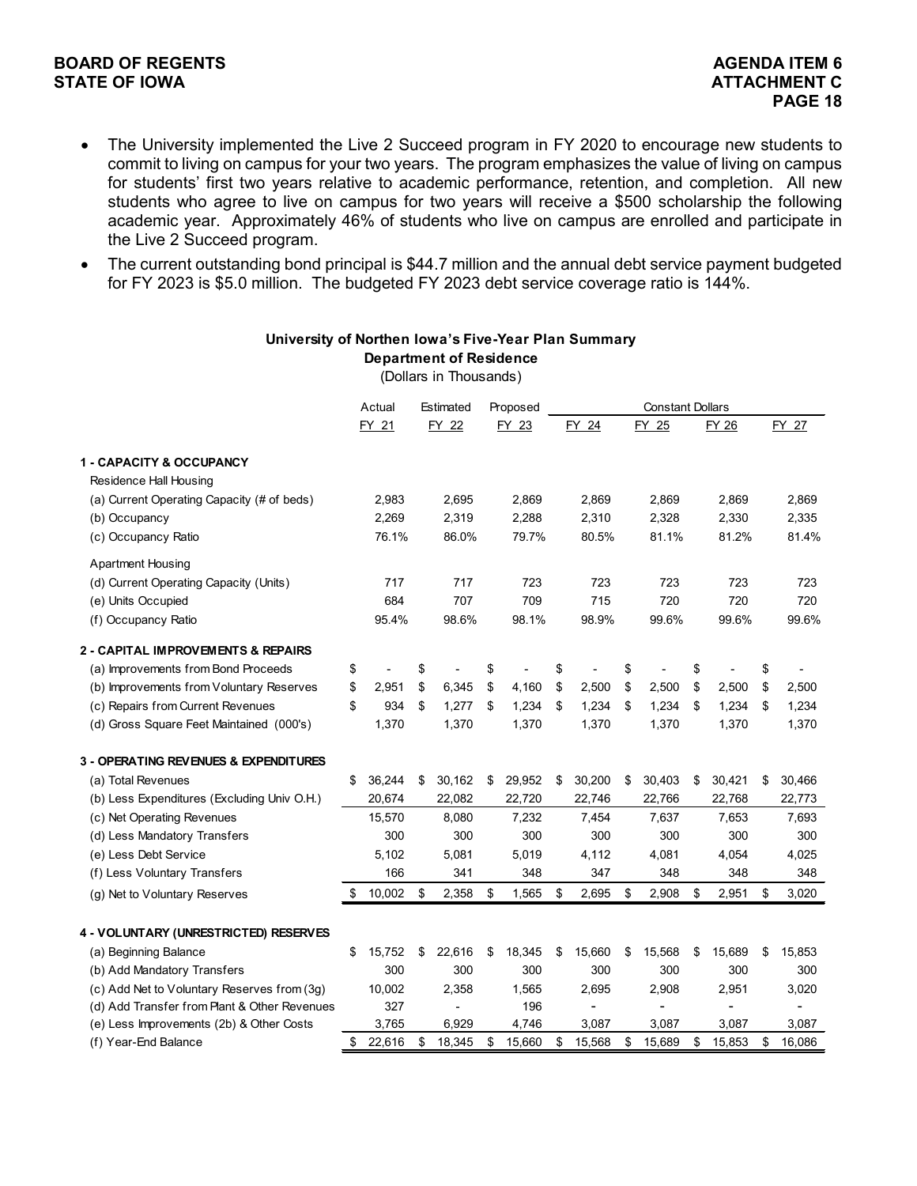- The University implemented the Live 2 Succeed program in FY 2020 to encourage new students to commit to living on campus for your two years. The program emphasizes the value of living on campus for students' first two years relative to academic performance, retention, and completion. All new students who agree to live on campus for two years will receive a $500 scholarship the following academic year. Approximately 46% of students who live on campus are enrolled and participate in the Live 2 Succeed program.
- The current outstanding bond principal is $44.7 million and the annual debt service payment budgeted for FY 2023 is $5.0 million. The budgeted FY 2023 debt service coverage ratio is 144%.

**University of Northen Iowa's Five-Year Plan Summary**
**Department of Residence**
(Dollars in Thousands)

| | Actual | Estimated | Proposed | Constant Dollars | | | |
|---|---|---|---|---|---|---|---|
| | FY 21 | FY 22 | FY 23 | FY 24 | FY 25 | FY 26 | FY 27 |
| **1 - CAPACITY & OCCUPANCY** | | | | | | | |
| Residence Hall Housing | | | | | | | |
| (a) Current Operating Capacity (# of beds) | 2,983 | 2,695 | 2,869 | 2,869 | 2,869 | 2,869 | 2,869 |
| (b) Occupancy | 2,269 | 2,319 | 2,288 | 2,310 | 2,328 | 2,330 | 2,335 |
| (c) Occupancy Ratio | 76.1% | 86.0% | 79.7% | 80.5% | 81.1% | 81.2% | 81.4% |
| Apartment Housing | | | | | | | |
| (d) Current Operating Capacity (Units) | 717 | 717 | 723 | 723 | 723 | 723 | 723 |
| (e) Units Occupied | 684 | 707 | 709 | 715 | 720 | 720 | 720 |
| (f) Occupancy Ratio | 95.4% | 98.6% | 98.1% | 98.9% | 99.6% | 99.6% | 99.6% |
| **2 - CAPITAL IMPROVEMENTS & REPAIRS** | | | | | | | |
| (a) Improvements from Bond Proceeds | $ - | $ - | $ - | $ - | $ - | $ - | $ - |
| (b) Improvements from Voluntary Reserves | $ 2,951 | $ 6,345 | $ 4,160 | $ 2,500 | $ 2,500 | $ 2,500 | $ 2,500 |
| (c) Repairs from Current Revenues | $ 934 | $ 1,277 | $ 1,234 | $ 1,234 | $ 1,234 | $ 1,234 | $ 1,234 |
| (d) Gross Square Feet Maintained (000's) | 1,370 | 1,370 | 1,370 | 1,370 | 1,370 | 1,370 | 1,370 |
| **3 - OPERATING REVENUES & EXPENDITURES** | | | | | | | |
| (a) Total Revenues | $ 36,244 | $ 30,162 | $ 29,952 | $ 30,200 | $ 30,403 | $ 30,421 | $ 30,466 |
| (b) Less Expenditures (Excluding Univ O.H.) | 20,674 | 22,082 | 22,720 | 22,746 | 22,766 | 22,768 | 22,773 |
| (c) Net Operating Revenues | 15,570 | 8,080 | 7,232 | 7,454 | 7,637 | 7,653 | 7,693 |
| (d) Less Mandatory Transfers | 300 | 300 | 300 | 300 | 300 | 300 | 300 |
| (e) Less Debt Service | 5,102 | 5,081 | 5,019 | 4,112 | 4,081 | 4,054 | 4,025 |
| (f) Less Voluntary Transfers | 166 | 341 | 348 | 347 | 348 | 348 | 348 |
| (g) Net to Voluntary Reserves | $ 10,002 | $ 2,358 | $ 1,565 | $ 2,695 | $ 2,908 | $ 2,951 | $ 3,020 |
| **4 - VOLUNTARY (UNRESTRICTED) RESERVES** | | | | | | | |
| (a) Beginning Balance | $ 15,752 | $ 22,616 | $ 18,345 | $ 15,660 | $ 15,568 | $ 15,689 | $ 15,853 |
| (b) Add Mandatory Transfers | 300 | 300 | 300 | 300 | 300 | 300 | 300 |
| (c) Add Net to Voluntary Reserves from (3g) | 10,002 | 2,358 | 1,565 | 2,695 | 2,908 | 2,951 | 3,020 |
| (d) Add Transfer from Plant & Other Revenues | 327 | - | 196 | - | - | - | - |
| (e) Less Improvements (2b) & Other Costs | 3,765 | 6,929 | 4,746 | 3,087 | 3,087 | 3,087 | 3,087 |
| (f) Year-End Balance | $ 22,616 | $ 18,345 | $ 15,660 | $ 15,568 | $ 15,689 | $ 15,853 | $ 16,086 |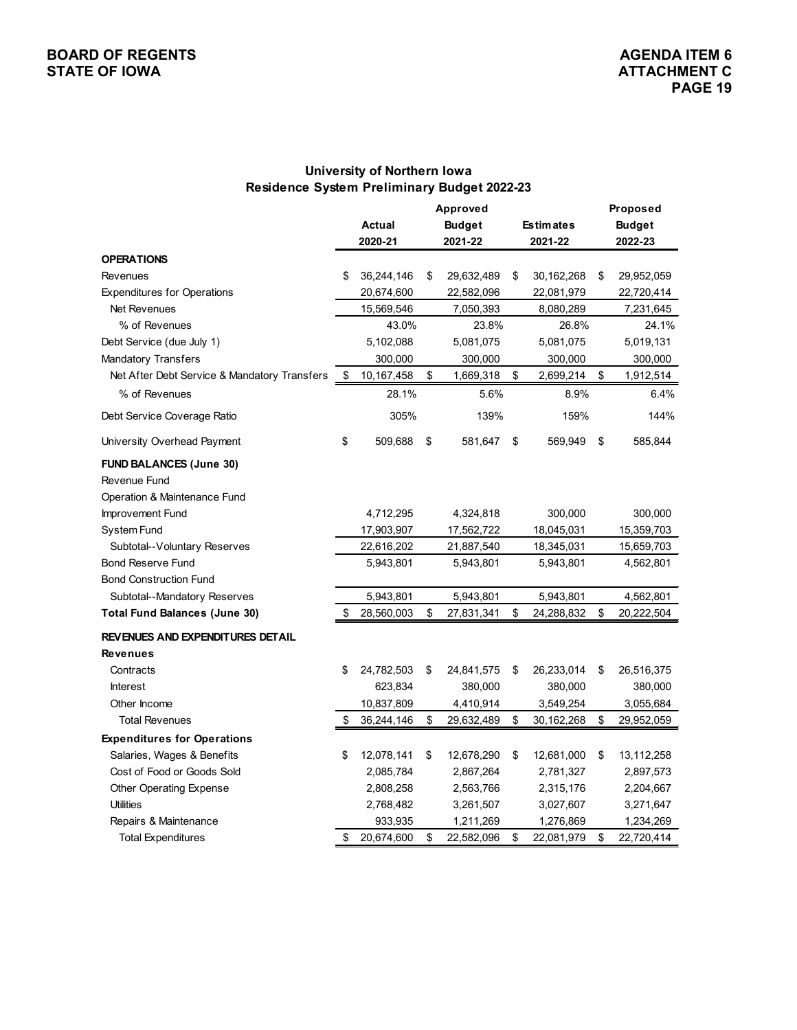## University of Northern Iowa
## Residence System Preliminary Budget 2022-23

| | Actual 2020-21 | Approved Budget 2021-22 | Estimates 2021-22 | Proposed Budget 2022-23 |
|---|---|---|---|---|
| **OPERATIONS** | | | | |
| Revenues | $ 36,244,146 | $ 29,632,489 | $ 30,162,268 | $ 29,952,059 |
| Expenditures for Operations | 20,674,600 | 22,582,096 | 22,081,979 | 22,720,414 |
| Net Revenues | 15,569,546 | 7,050,393 | 8,080,289 | 7,231,645 |
| % of Revenues | 43.0% | 23.8% | 26.8% | 24.1% |
| Debt Service (due July 1) | 5,102,088 | 5,081,075 | 5,081,075 | 5,019,131 |
| Mandatory Transfers | 300,000 | 300,000 | 300,000 | 300,000 |
| Net After Debt Service & Mandatory Transfers | $ 10,167,458 | $ 1,669,318 | $ 2,699,214 | $ 1,912,514 |
| % of Revenues | 28.1% | 5.6% | 8.9% | 6.4% |
| Debt Service Coverage Ratio | 305% | 139% | 159% | 144% |
| University Overhead Payment | $ 509,688 | $ 581,647 | $ 569,949 | $ 585,844 |
| **FUND BALANCES (June 30)** | | | | |
| Revenue Fund | | | | |
| Operation & Maintenance Fund | | | | |
| Improvement Fund | 4,712,295 | 4,324,818 | 300,000 | 300,000 |
| System Fund | 17,903,907 | 17,562,722 | 18,045,031 | 15,359,703 |
| Subtotal--Voluntary Reserves | 22,616,202 | 21,887,540 | 18,345,031 | 15,659,703 |
| Bond Reserve Fund | 5,943,801 | 5,943,801 | 5,943,801 | 4,562,801 |
| Bond Construction Fund | | | | |
| Subtotal--Mandatory Reserves | 5,943,801 | 5,943,801 | 5,943,801 | 4,562,801 |
| **Total Fund Balances (June 30)** | $ 28,560,003 | $ 27,831,341 | $ 24,288,832 | $ 20,222,504 |
| **REVENUES AND EXPENDITURES DETAIL** | | | | |
| **Revenues** | | | | |
| Contracts | $ 24,782,503 | $ 24,841,575 | $ 26,233,014 | $ 26,516,375 |
| Interest | 623,834 | 380,000 | 380,000 | 380,000 |
| Other Income | 10,837,809 | 4,410,914 | 3,549,254 | 3,055,684 |
| Total Revenues | $ 36,244,146 | $ 29,632,489 | $ 30,162,268 | $ 29,952,059 |
| **Expenditures for Operations** | | | | |
| Salaries, Wages & Benefits | $ 12,078,141 | $ 12,678,290 | $ 12,681,000 | $ 13,112,258 |
| Cost of Food or Goods Sold | 2,085,784 | 2,867,264 | 2,781,327 | 2,897,573 |
| Other Operating Expense | 2,808,258 | 2,563,766 | 2,315,176 | 2,204,667 |
| Utilities | 2,768,482 | 3,261,507 | 3,027,607 | 3,271,647 |
| Repairs & Maintenance | 933,935 | 1,211,269 | 1,276,869 | 1,234,269 |
| Total Expenditures | $ 20,674,600 | $ 22,582,096 | $ 22,081,979 | $ 22,720,414 |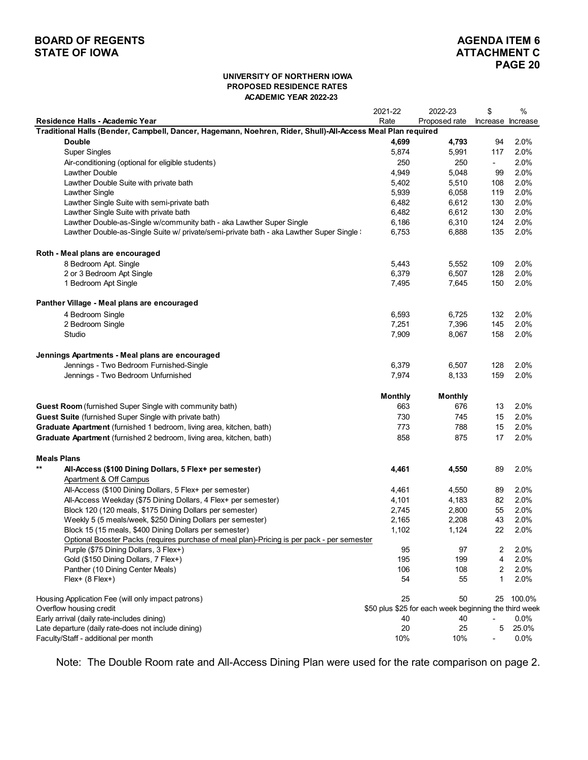**BOARD OF REGENTS**
**STATE OF IOWA**

**AGENDA ITEM 6**
**ATTACHMENT C**

**UNIVERSITY OF NORTHERN IOWA**
**PROPOSED RESIDENCE RATES**
**ACADEMIC YEAR 2022-23**

| Residence Halls - Academic Year | 2021-22 Rate | 2022-23 Proposed rate | $ Increase | % Increase |
|---|---|---|---|---|
| **Traditional Halls (Bender, Campbell, Dancer, Hagemann, Noehren, Rider, Shull)-All-Access Meal Plan required** | | | | |
| **Double** | **4,699** | **4,793** | 94 | 2.0% |
| Super Singles | 5,874 | 5,991 | 117 | 2.0% |
| Air-conditioning (optional for eligible students) | 250 | 250 | - | 2.0% |
| Lawther Double | 4,949 | 5,048 | 99 | 2.0% |
| Lawther Double Suite with private bath | 5,402 | 5,510 | 108 | 2.0% |
| Lawther Single | 5,939 | 6,058 | 119 | 2.0% |
| Lawther Single Suite with semi-private bath | 6,482 | 6,612 | 130 | 2.0% |
| Lawther Single Suite with private bath | 6,482 | 6,612 | 130 | 2.0% |
| Lawther Double-as-Single w/community bath - aka Lawther Super Single | 6,186 | 6,310 | 124 | 2.0% |
| Lawther Double-as-Single Suite w/ private/semi-private bath - aka Lawther Super Single : | 6,753 | 6,888 | 135 | 2.0% |
| | | | | |
| **Roth - Meal plans are encouraged** | | | | |
| 8 Bedroom Apt. Single | 5,443 | 5,552 | 109 | 2.0% |
| 2 or 3 Bedroom Apt Single | 6,379 | 6,507 | 128 | 2.0% |
| 1 Bedroom Apt Single | 7,495 | 7,645 | 150 | 2.0% |
| | | | | |
| **Panther Village - Meal plans are encouraged** | | | | |
| 4 Bedroom Single | 6,593 | 6,725 | 132 | 2.0% |
| 2 Bedroom Single | 7,251 | 7,396 | 145 | 2.0% |
| Studio | 7,909 | 8,067 | 158 | 2.0% |
| | | | | |
| **Jennings Apartments - Meal plans are encouraged** | | | | |
| Jennings - Two Bedroom Furnished-Single | 6,379 | 6,507 | 128 | 2.0% |
| Jennings - Two Bedroom Unfurnished | 7,974 | 8,133 | 159 | 2.0% |
| | | | | |
| | **Monthly** | **Monthly** | | |
| **Guest Room** (furnished Super Single with community bath) | 663 | 676 | 13 | 2.0% |
| **Guest Suite** (furnished Super Single with private bath) | 730 | 745 | 15 | 2.0% |
| **Graduate Apartment** (furnished 1 bedroom, living area, kitchen, bath) | 773 | 788 | 15 | 2.0% |
| **Graduate Apartment** (furnished 2 bedroom, living area, kitchen, bath) | 858 | 875 | 17 | 2.0% |
| | | | | |
| **Meals Plans** | | | | |
| ** **All-Access ($100 Dining Dollars, 5 Flex+ per semester)** | **4,461** | **4,550** | 89 | 2.0% |
| Apartment & Off Campus | | | | |
| All-Access ($100 Dining Dollars, 5 Flex+ per semester) | 4,461 | 4,550 | 89 | 2.0% |
| All-Access Weekday ($75 Dining Dollars, 4 Flex+ per semester) | 4,101 | 4,183 | 82 | 2.0% |
| Block 120 (120 meals, $175 Dining Dollars per semester) | 2,745 | 2,800 | 55 | 2.0% |
| Weekly 5 (5 meals/week, $250 Dining Dollars per semester) | 2,165 | 2,208 | 43 | 2.0% |
| Block 15 (15 meals, $400 Dining Dollars per semester) | 1,102 | 1,124 | 22 | 2.0% |
| Optional Booster Packs (requires purchase of meal plan)-Pricing is per pack - per semester | | | | |
| Purple ($75 Dining Dollars, 3 Flex+) | 95 | 97 | 2 | 2.0% |
| Gold ($150 Dining Dollars, 7 Flex+) | 195 | 199 | 4 | 2.0% |
| Panther (10 Dining Center Meals) | 106 | 108 | 2 | 2.0% |
| Flex+ (8 Flex+) | 54 | 55 | 1 | 2.0% |
| | | | | |
| Housing Application Fee (will only impact patrons) | 25 | 50 | 25 | 100.0% |
| Overflow housing credit | $50 plus $25 for each week beginning the third week | | | |
| Early arrival (daily rate-includes dining) | 40 | 40 | - | 0.0% |
| Late departure (daily rate-does not include dining) | 20 | 25 | 5 | 25.0% |
| Faculty/Staff - additional per month | 10% | 10% | - | 0.0% |

Note: The Double Room rate and All-Access Dining Plan were used for the rate comparison on page 2.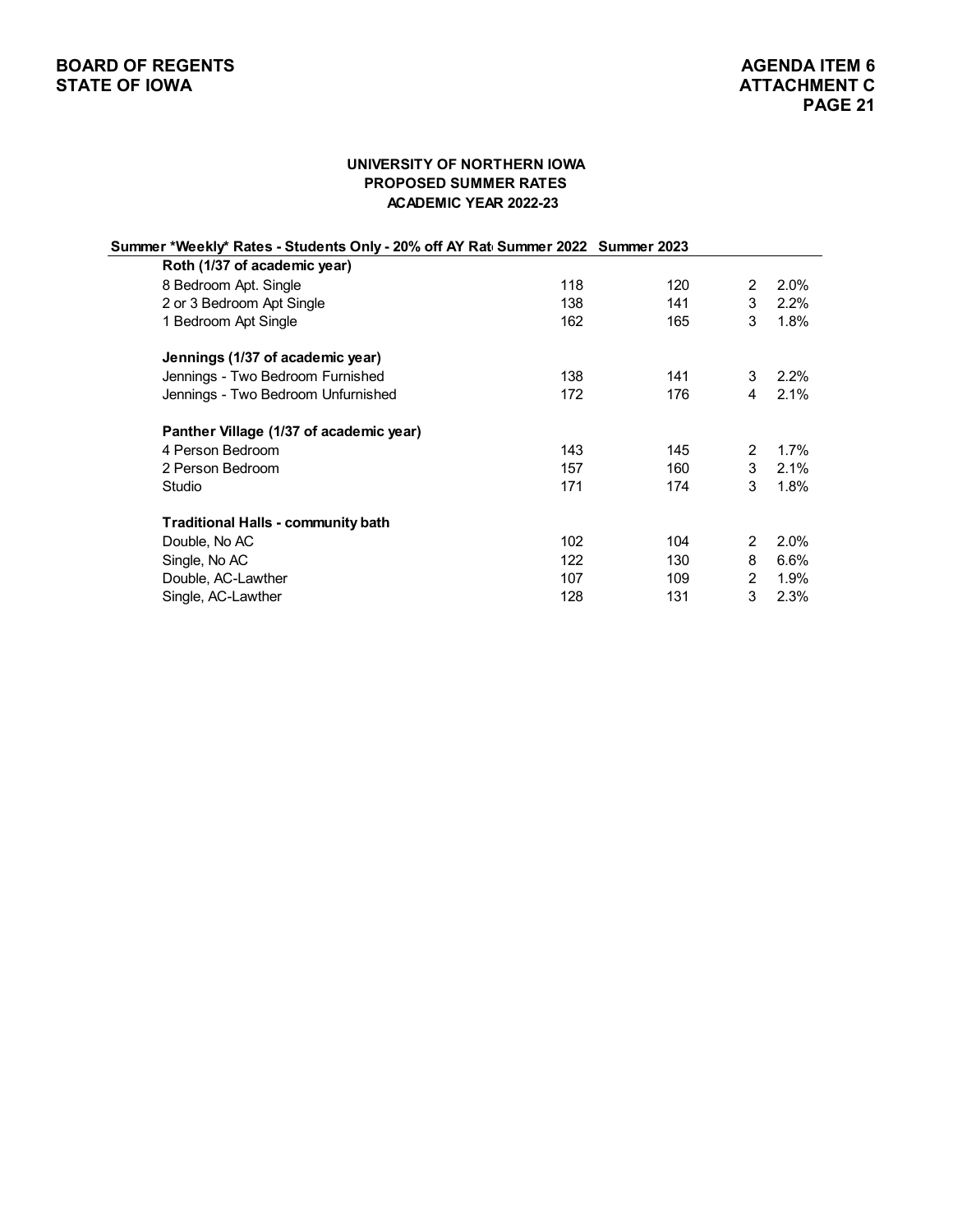**UNIVERSITY OF NORTHERN IOWA**
**PROPOSED SUMMER RATES**
**ACADEMIC YEAR 2022-23**

| Summer *Weekly* Rates - Students Only - 20% off AY Rat | Summer 2022 | Summer 2023 | | |
|---|---|---|---|---|
| **Roth (1/37 of academic year)** | | | | |
| 8 Bedroom Apt. Single | 118 | 120 | 2 | 2.0% |
| 2 or 3 Bedroom Apt Single | 138 | 141 | 3 | 2.2% |
| 1 Bedroom Apt Single | 162 | 165 | 3 | 1.8% |
| **Jennings (1/37 of academic year)** | | | | |
| Jennings - Two Bedroom Furnished | 138 | 141 | 3 | 2.2% |
| Jennings - Two Bedroom Unfurnished | 172 | 176 | 4 | 2.1% |
| **Panther Village (1/37 of academic year)** | | | | |
| 4 Person Bedroom | 143 | 145 | 2 | 1.7% |
| 2 Person Bedroom | 157 | 160 | 3 | 2.1% |
| Studio | 171 | 174 | 3 | 1.8% |
| **Traditional Halls - community bath** | | | | |
| Double, No AC | 102 | 104 | 2 | 2.0% |
| Single, No AC | 122 | 130 | 8 | 6.6% |
| Double, AC-Lawther | 107 | 109 | 2 | 1.9% |
| Single, AC-Lawther | 128 | 131 | 3 | 2.3% |